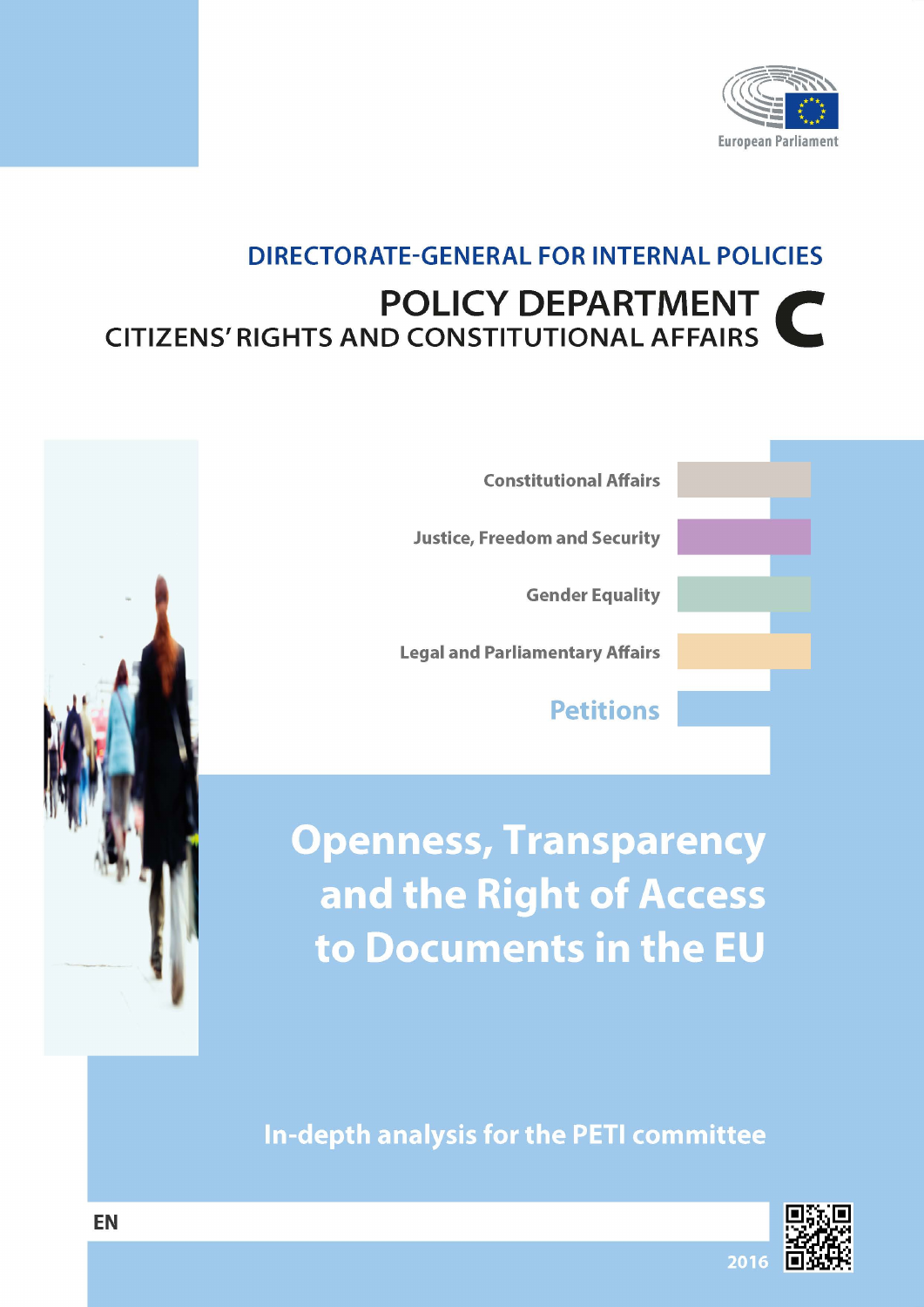European Parliament

DIRECTORATE-GENERAL FOR INTERNAL POLICIES

POLICY DEPARTMENT C

CITIZENS' RIGHTS AND CONSTITUTIONAL AFFAIRS

Constitutional Affairs

Justice, Freedom and Security

Gender Equality

Legal and Parliamentary Affairs

Petitions

# Openness, Transparency and the Right of Access to Documents in the EU

In-depth analysis for the PETI committee

EN

2016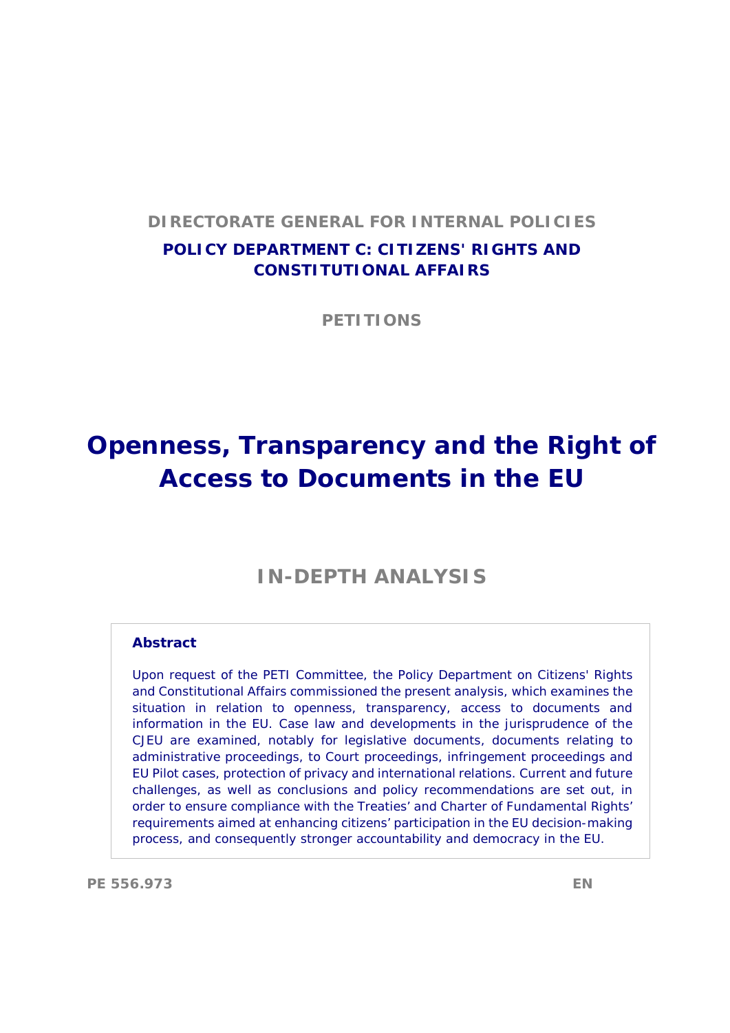**DIRECTORATE GENERAL FOR INTERNAL POLICIES**

**POLICY DEPARTMENT C: CITIZENS' RIGHTS AND CONSTITUTIONAL AFFAIRS**

**PETITIONS**

# Openness, Transparency and the Right of Access to Documents in the EU

## IN-DEPTH ANALYSIS

**Abstract**

Upon request of the PETI Committee, the Policy Department on Citizens' Rights and Constitutional Affairs commissioned the present analysis, which examines the situation in relation to openness, transparency, access to documents and information in the EU. Case law and developments in the jurisprudence of the CJEU are examined, notably for legislative documents, documents relating to administrative proceedings, to Court proceedings, infringement proceedings and EU Pilot cases, protection of privacy and international relations. Current and future challenges, as well as conclusions and policy recommendations are set out, in order to ensure compliance with the Treaties' and Charter of Fundamental Rights' requirements aimed at enhancing citizens' participation in the EU decision-making process, and consequently stronger accountability and democracy in the EU.

PE 556.973 EN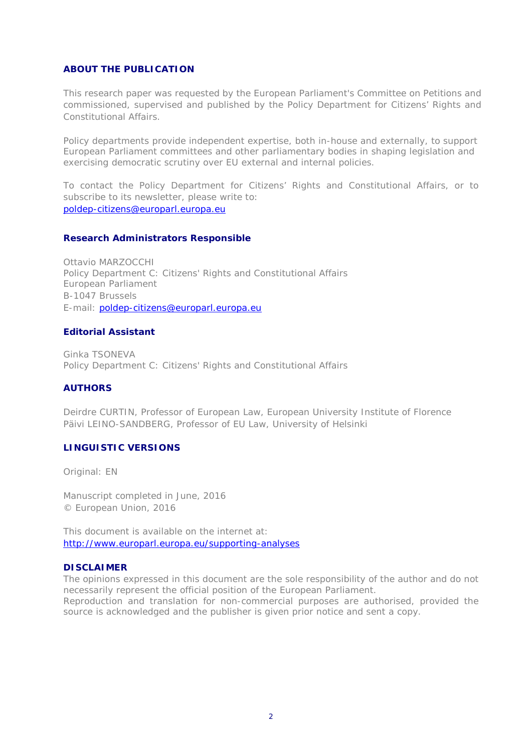## ABOUT THE PUBLICATION

This research paper was requested by the European Parliament's Committee on Petitions and commissioned, supervised and published by the Policy Department for Citizens' Rights and Constitutional Affairs.

Policy departments provide independent expertise, both in-house and externally, to support European Parliament committees and other parliamentary bodies in shaping legislation and exercising democratic scrutiny over EU external and internal policies.

To contact the Policy Department for Citizens' Rights and Constitutional Affairs, or to subscribe to its newsletter, please write to:
poldep-citizens@europarl.europa.eu

### Research Administrators Responsible

Ottavio MARZOCCHI
Policy Department C: Citizens' Rights and Constitutional Affairs
European Parliament
B-1047 Brussels
E-mail: poldep-citizens@europarl.europa.eu

### Editorial Assistant

Ginka TSONEVA
Policy Department C: Citizens' Rights and Constitutional Affairs

## AUTHORS

Deirdre CURTIN, Professor of European Law, European University Institute of Florence
Päivi LEINO-SANDBERG, Professor of EU Law, University of Helsinki

## LINGUISTIC VERSIONS

Original: EN

Manuscript completed in June, 2016
© European Union, 2016

This document is available on the internet at:
http://www.europarl.europa.eu/supporting-analyses

## DISCLAIMER

The opinions expressed in this document are the sole responsibility of the author and do not necessarily represent the official position of the European Parliament.
Reproduction and translation for non-commercial purposes are authorised, provided the source is acknowledged and the publisher is given prior notice and sent a copy.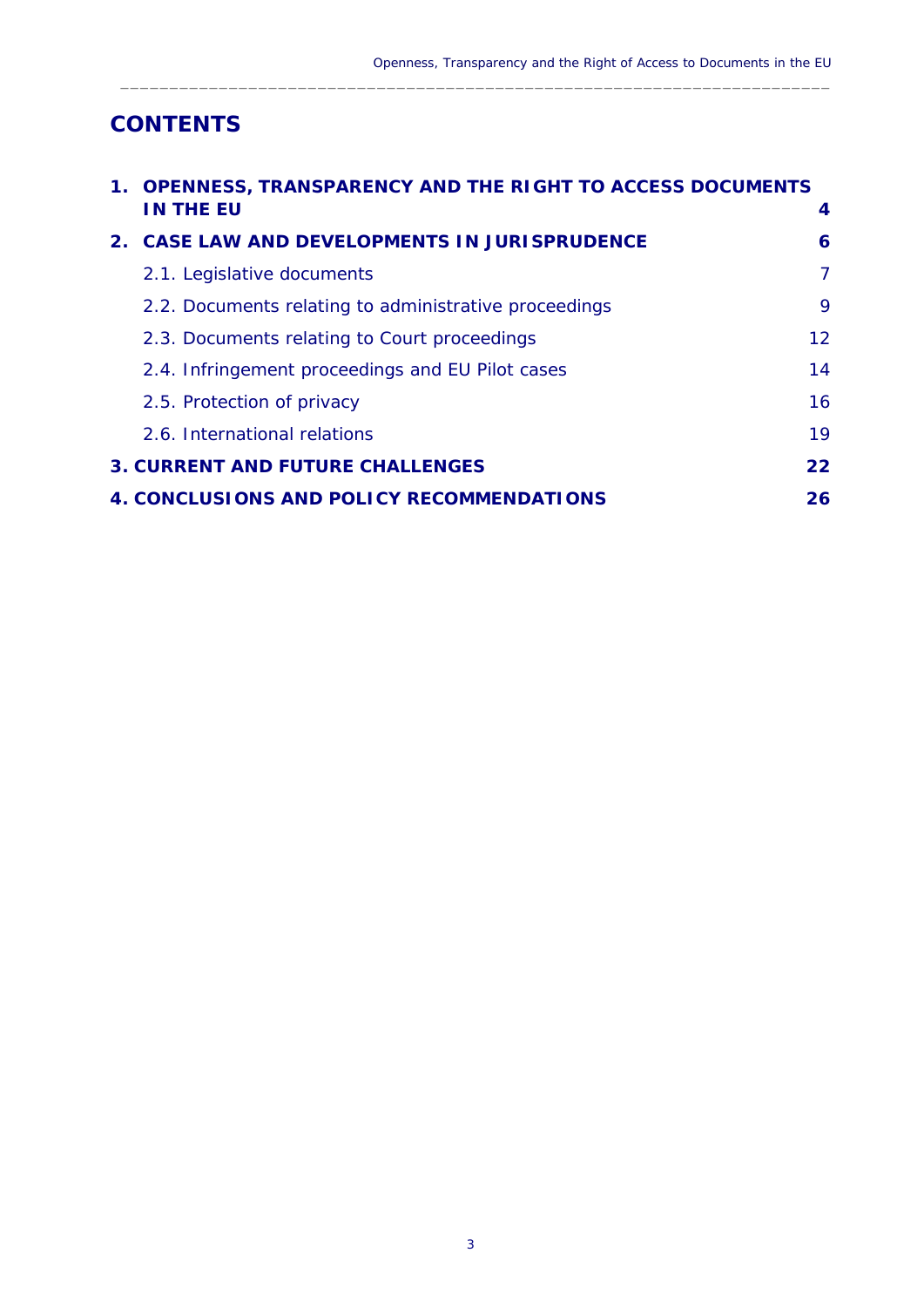# CONTENTS

| | |
|---|---|
| **1. OPENNESS, TRANSPARENCY AND THE RIGHT TO ACCESS DOCUMENTS IN THE EU** | **4** |
| **2. CASE LAW AND DEVELOPMENTS IN JURISPRUDENCE** | **6** |
| 2.1. Legislative documents | 7 |
| 2.2. Documents relating to administrative proceedings | 9 |
| 2.3. Documents relating to Court proceedings | 12 |
| 2.4. Infringement proceedings and EU Pilot cases | 14 |
| 2.5. Protection of privacy | 16 |
| 2.6. International relations | 19 |
| **3. CURRENT AND FUTURE CHALLENGES** | **22** |
| **4. CONCLUSIONS AND POLICY RECOMMENDATIONS** | **26** |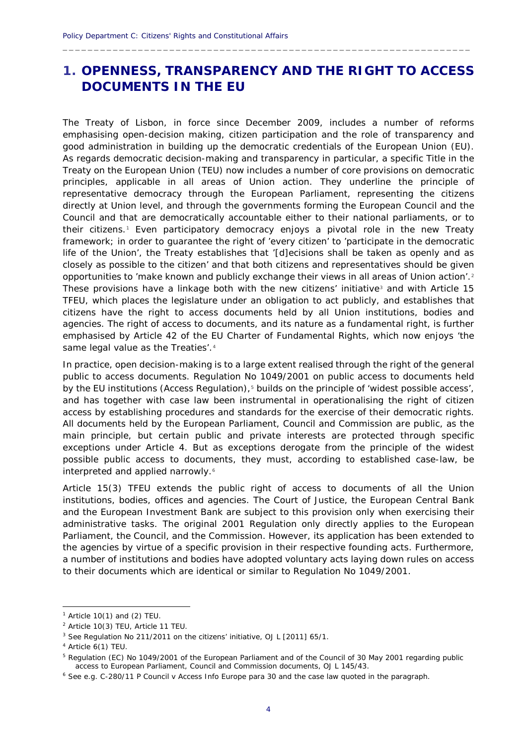# 1. OPENNESS, TRANSPARENCY AND THE RIGHT TO ACCESS DOCUMENTS IN THE EU

The Treaty of Lisbon, in force since December 2009, includes a number of reforms emphasising open-decision making, citizen participation and the role of transparency and good administration in building up the democratic credentials of the European Union (EU). As regards democratic decision-making and transparency in particular, a specific Title in the Treaty on the European Union (TEU) now includes a number of core provisions on democratic principles, applicable in all areas of Union action. They underline the principle of representative democracy through the European Parliament, representing the citizens directly at Union level, and through the governments forming the European Council and the Council and that are democratically accountable either to their national parliaments, or to their citizens.[1] Even participatory democracy enjoys a pivotal role in the new Treaty framework; in order to guarantee the right of 'every citizen' to 'participate in the democratic life of the Union', the Treaty establishes that '[d]ecisions shall be taken as openly and as closely as possible to the citizen' and that both citizens and representatives should be given opportunities to 'make known and publicly exchange their views in all areas of Union action'.[2] These provisions have a linkage both with the new citizens' initiative[3] and with Article 15 TFEU, which places the legislature under an obligation to act publicly, and establishes that citizens have the right to access documents held by all Union institutions, bodies and agencies. The right of access to documents, and its nature as a fundamental right, is further emphasised by Article 42 of the EU Charter of Fundamental Rights, which now enjoys 'the same legal value as the Treaties'.[4]

In practice, open decision-making is to a large extent realised through the right of the general public to access documents. Regulation No 1049/2001 on public access to documents held by the EU institutions (Access Regulation),[5] builds on the principle of 'widest possible access', and has together with case law been instrumental in operationalising the right of citizen access by establishing procedures and standards for the exercise of their democratic rights. All documents held by the European Parliament, Council and Commission are public, as the main principle, but certain public and private interests are protected through specific exceptions under Article 4. But as exceptions derogate from the principle of the widest possible public access to documents, they must, according to established case-law, be interpreted and applied narrowly.[6]

Article 15(3) TFEU extends the public right of access to documents of all the Union institutions, bodies, offices and agencies. The Court of Justice, the European Central Bank and the European Investment Bank are subject to this provision only when exercising their administrative tasks. The original 2001 Regulation only directly applies to the European Parliament, the Council, and the Commission. However, its application has been extended to the agencies by virtue of a specific provision in their respective founding acts. Furthermore, a number of institutions and bodies have adopted voluntary acts laying down rules on access to their documents which are identical or similar to Regulation No 1049/2001.

---

[1] Article 10(1) and (2) TEU.

[2] Article 10(3) TEU, Article 11 TEU.

[3] See Regulation No 211/2011 on the citizens' initiative, OJ L [2011] 65/1.

[4] Article 6(1) TEU.

[5] Regulation (EC) No 1049/2001 of the European Parliament and of the Council of 30 May 2001 regarding public access to European Parliament, Council and Commission documents, OJ L 145/43.

[6] See e.g. C-280/11 P *Council v Access Info Europe* para 30 and the case law quoted in the paragraph.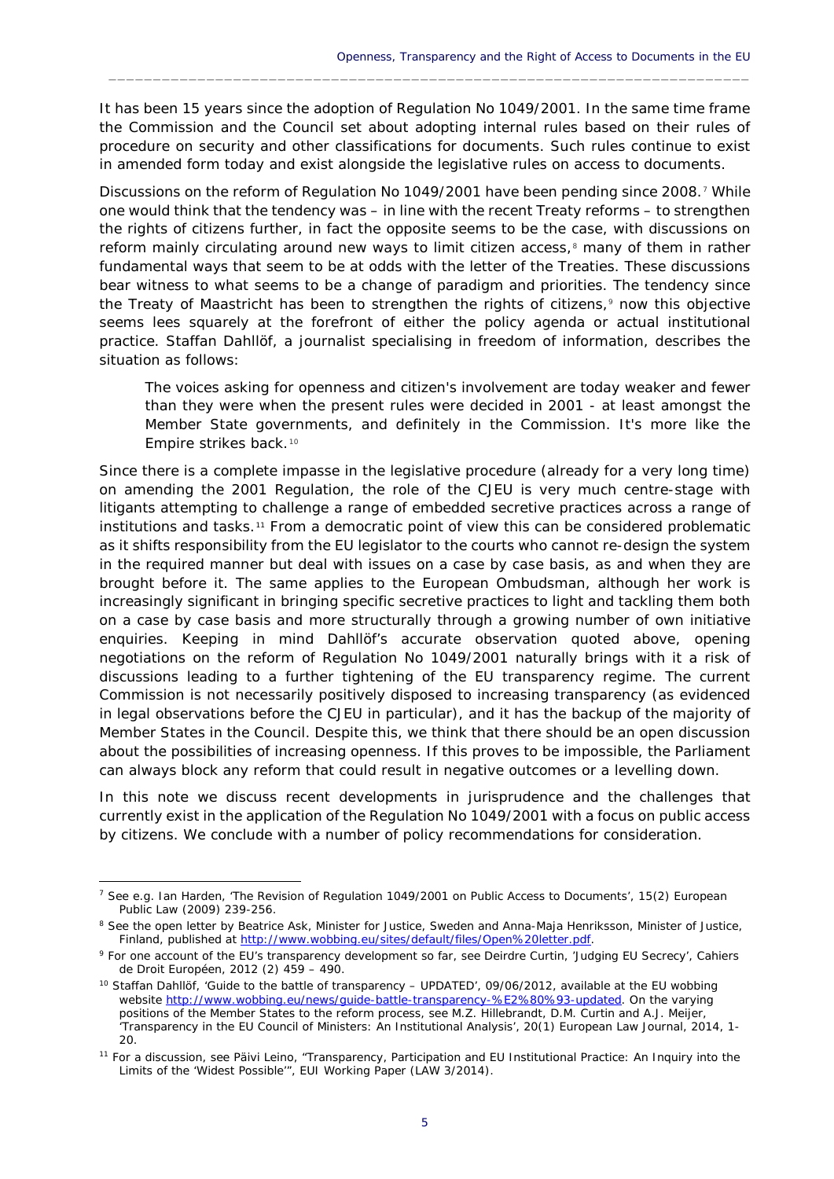It has been 15 years since the adoption of Regulation No 1049/2001. In the same time frame the Commission and the Council set about adopting internal rules based on their rules of procedure on security and other classifications for documents. Such rules continue to exist in amended form today and exist alongside the legislative rules on access to documents.

Discussions on the reform of Regulation No 1049/2001 have been pending since 2008.[7] While one would think that the tendency was – in line with the recent Treaty reforms – to strengthen the rights of citizens further, in fact the opposite seems to be the case, with discussions on reform mainly circulating around new ways to limit citizen access,[8] many of them in rather fundamental ways that seem to be at odds with the letter of the Treaties. These discussions bear witness to what seems to be a change of paradigm and priorities. The tendency since the Treaty of Maastricht has been to strengthen the rights of citizens,[9] now this objective seems lees squarely at the forefront of either the policy agenda or actual institutional practice. Staffan Dahllöf, a journalist specialising in freedom of information, describes the situation as follows:

> The voices asking for openness and citizen's involvement are today weaker and fewer than they were when the present rules were decided in 2001 - at least amongst the Member State governments, and definitely in the Commission. It's more like the Empire strikes back.[10]

Since there is a complete impasse in the legislative procedure (already for a very long time) on amending the 2001 Regulation, the role of the CJEU is very much centre-stage with litigants attempting to challenge a range of embedded secretive practices across a range of institutions and tasks.[11] From a democratic point of view this can be considered problematic as it shifts responsibility from the EU legislator to the courts who cannot re-design the system in the required manner but deal with issues on a case by case basis, as and when they are brought before it. The same applies to the European Ombudsman, although her work is increasingly significant in bringing specific secretive practices to light and tackling them both on a case by case basis and more structurally through a growing number of own initiative enquiries. Keeping in mind Dahllöf's accurate observation quoted above, opening negotiations on the reform of Regulation No 1049/2001 naturally brings with it a risk of discussions leading to a further tightening of the EU transparency regime. The current Commission is not necessarily positively disposed to increasing transparency (as evidenced in legal observations before the CJEU in particular), and it has the backup of the majority of Member States in the Council. Despite this, we think that there should be an open discussion about the possibilities of increasing openness. If this proves to be impossible, the Parliament can always block any reform that could result in negative outcomes or a levelling down.

In this note we discuss recent developments in jurisprudence and the challenges that currently exist in the application of the Regulation No 1049/2001 with a focus on public access by citizens. We conclude with a number of policy recommendations for consideration.

---

[7] See e.g. Ian Harden, 'The Revision of Regulation 1049/2001 on Public Access to Documents', 15(2) European Public Law (2009) 239-256.

[8] See the open letter by Beatrice Ask, Minister for Justice, Sweden and Anna-Maja Henriksson, Minister of Justice, Finland, published at http://www.wobbing.eu/sites/default/files/Open%20letter.pdf.

[9] For one account of the EU's transparency development so far, see Deirdre Curtin, 'Judging EU Secrecy', Cahiers de Droit Européen, 2012 (2) 459 – 490.

[10] Staffan Dahllöf, 'Guide to the battle of transparency – UPDATED', 09/06/2012, available at the EU wobbing website http://www.wobbing.eu/news/guide-battle-transparency-%E2%80%93-updated. On the varying positions of the Member States to the reform process, see M.Z. Hillebrandt, D.M. Curtin and A.J. Meijer, 'Transparency in the EU Council of Ministers: An Institutional Analysis', 20(1) European Law Journal, 2014, 1-20.

[11] For a discussion, see Päivi Leino, "Transparency, Participation and EU Institutional Practice: An Inquiry into the Limits of the 'Widest Possible'", EUI Working Paper (LAW 3/2014).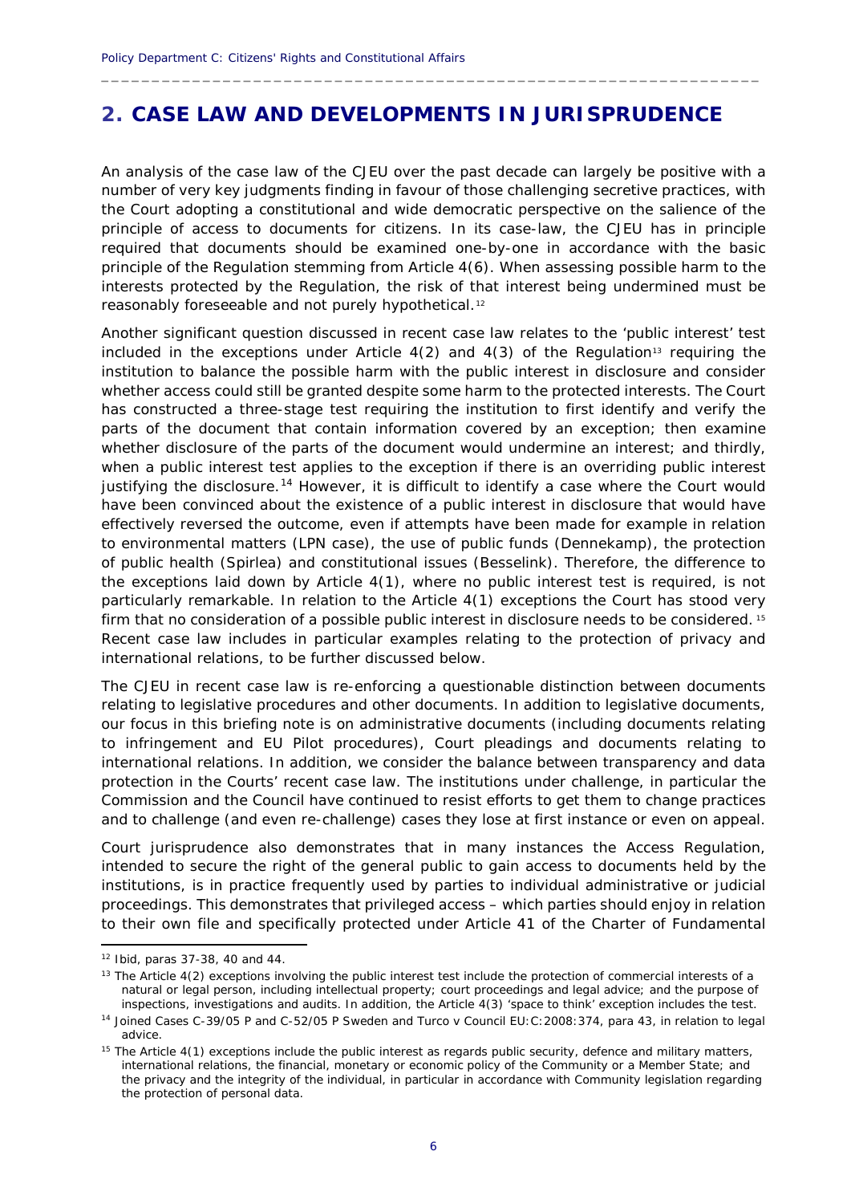## 2. CASE LAW AND DEVELOPMENTS IN JURISPRUDENCE

An analysis of the case law of the CJEU over the past decade can largely be positive with a number of very key judgments finding in favour of those challenging secretive practices, with the Court adopting a constitutional and wide democratic perspective on the salience of the principle of access to documents for citizens. In its case-law, the CJEU has in principle required that documents should be examined one-by-one in accordance with the basic principle of the Regulation stemming from Article 4(6). When assessing possible harm to the interests protected by the Regulation, the risk of that interest being undermined must be reasonably foreseeable and not purely hypothetical.[12]

Another significant question discussed in recent case law relates to the 'public interest' test included in the exceptions under Article 4(2) and 4(3) of the Regulation[13] requiring the institution to balance the possible harm with the public interest in disclosure and consider whether access could still be granted despite some harm to the protected interests. The Court has constructed a three-stage test requiring the institution to first identify and verify the parts of the document that contain information covered by an exception; then examine whether disclosure of the parts of the document would undermine an interest; and thirdly, when a public interest test applies to the exception if there is an overriding public interest justifying the disclosure.[14] However, it is difficult to identify a case where the Court would have been convinced about the existence of a public interest in disclosure that would have effectively reversed the outcome, even if attempts have been made for example in relation to environmental matters (LPN case), the use of public funds (Dennekamp), the protection of public health (Spirlea) and constitutional issues (Besselink). Therefore, the difference to the exceptions laid down by Article 4(1), where no public interest test is required, is not particularly remarkable. In relation to the Article 4(1) exceptions the Court has stood very firm that no consideration of a possible public interest in disclosure needs to be considered.[15] Recent case law includes in particular examples relating to the protection of privacy and international relations, to be further discussed below.

The CJEU in recent case law is re-enforcing a questionable distinction between documents relating to legislative procedures and other documents. In addition to legislative documents, our focus in this briefing note is on administrative documents (including documents relating to infringement and EU Pilot procedures), Court pleadings and documents relating to international relations. In addition, we consider the balance between transparency and data protection in the Courts' recent case law. The institutions under challenge, in particular the Commission and the Council have continued to resist efforts to get them to change practices and to challenge (and even re-challenge) cases they lose at first instance or even on appeal.

Court jurisprudence also demonstrates that in many instances the Access Regulation, intended to secure the right of the general public to gain access to documents held by the institutions, is in practice frequently used by parties to individual administrative or judicial proceedings. This demonstrates that privileged access – which parties should enjoy in relation to their own file and specifically protected under Article 41 of the Charter of Fundamental

---

[12] Ibid, paras 37-38, 40 and 44.

[13] The Article 4(2) exceptions involving the public interest test include the protection of commercial interests of a natural or legal person, including intellectual property; court proceedings and legal advice; and the purpose of inspections, investigations and audits. In addition, the Article 4(3) 'space to think' exception includes the test.

[14] Joined Cases C-39/05 P and C-52/05 P Sweden and Turco v Council EU:C:2008:374, para 43, in relation to legal advice.

[15] The Article 4(1) exceptions include the public interest as regards public security, defence and military matters, international relations, the financial, monetary or economic policy of the Community or a Member State; and the privacy and the integrity of the individual, in particular in accordance with Community legislation regarding the protection of personal data.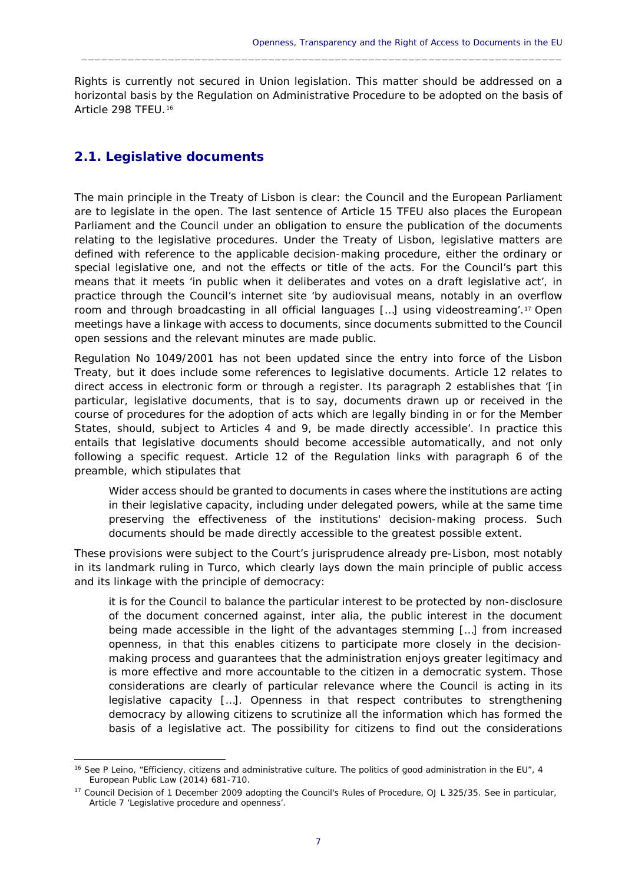Rights is currently not secured in Union legislation. This matter should be addressed on a horizontal basis by the Regulation on Administrative Procedure to be adopted on the basis of Article 298 TFEU.[16]

## 2.1. Legislative documents

The main principle in the Treaty of Lisbon is clear: the Council and the European Parliament are to legislate in the open. The last sentence of Article 15 TFEU also places the European Parliament and the Council under an obligation to ensure the publication of the documents relating to the legislative procedures. Under the Treaty of Lisbon, legislative matters are defined with reference to the applicable decision-making procedure, either the ordinary or special legislative one, and not the effects or title of the acts. For the Council's part this means that it meets 'in public when it deliberates and votes on a draft legislative act', in practice through the Council's internet site 'by audiovisual means, notably in an overflow room and through broadcasting in all official languages […] using videostreaming'.[17] Open meetings have a linkage with access to documents, since documents submitted to the Council open sessions and the relevant minutes are made public.

Regulation No 1049/2001 has not been updated since the entry into force of the Lisbon Treaty, but it does include some references to legislative documents. Article 12 relates to direct access in electronic form or through a register. Its paragraph 2 establishes that '[in particular, legislative documents, that is to say, documents drawn up or received in the course of procedures for the adoption of acts which are legally binding in or for the Member States, should, subject to Articles 4 and 9, be made directly accessible'. In practice this entails that legislative documents should become accessible automatically, and not only following a specific request. Article 12 of the Regulation links with paragraph 6 of the preamble, which stipulates that

> Wider access should be granted to documents in cases where the institutions are acting in their legislative capacity, including under delegated powers, while at the same time preserving the effectiveness of the institutions' decision-making process. Such documents should be made directly accessible to the greatest possible extent.

These provisions were subject to the Court's jurisprudence already pre-Lisbon, most notably in its landmark ruling in Turco, which clearly lays down the main principle of public access and its linkage with the principle of democracy:

> it is for the Council to balance the particular interest to be protected by non-disclosure of the document concerned against, inter alia, the public interest in the document being made accessible in the light of the advantages stemming […] from increased openness, in that this enables citizens to participate more closely in the decision-making process and guarantees that the administration enjoys greater legitimacy and is more effective and more accountable to the citizen in a democratic system. Those considerations are clearly of particular relevance where the Council is acting in its legislative capacity […]. Openness in that respect contributes to strengthening democracy by allowing citizens to scrutinize all the information which has formed the basis of a legislative act. The possibility for citizens to find out the considerations

[16] See P Leino, "Efficiency, citizens and administrative culture. The politics of good administration in the EU", 4 European Public Law (2014) 681-710.

[17] Council Decision of 1 December 2009 adopting the Council's Rules of Procedure, OJ L 325/35. See in particular, Article 7 'Legislative procedure and openness'.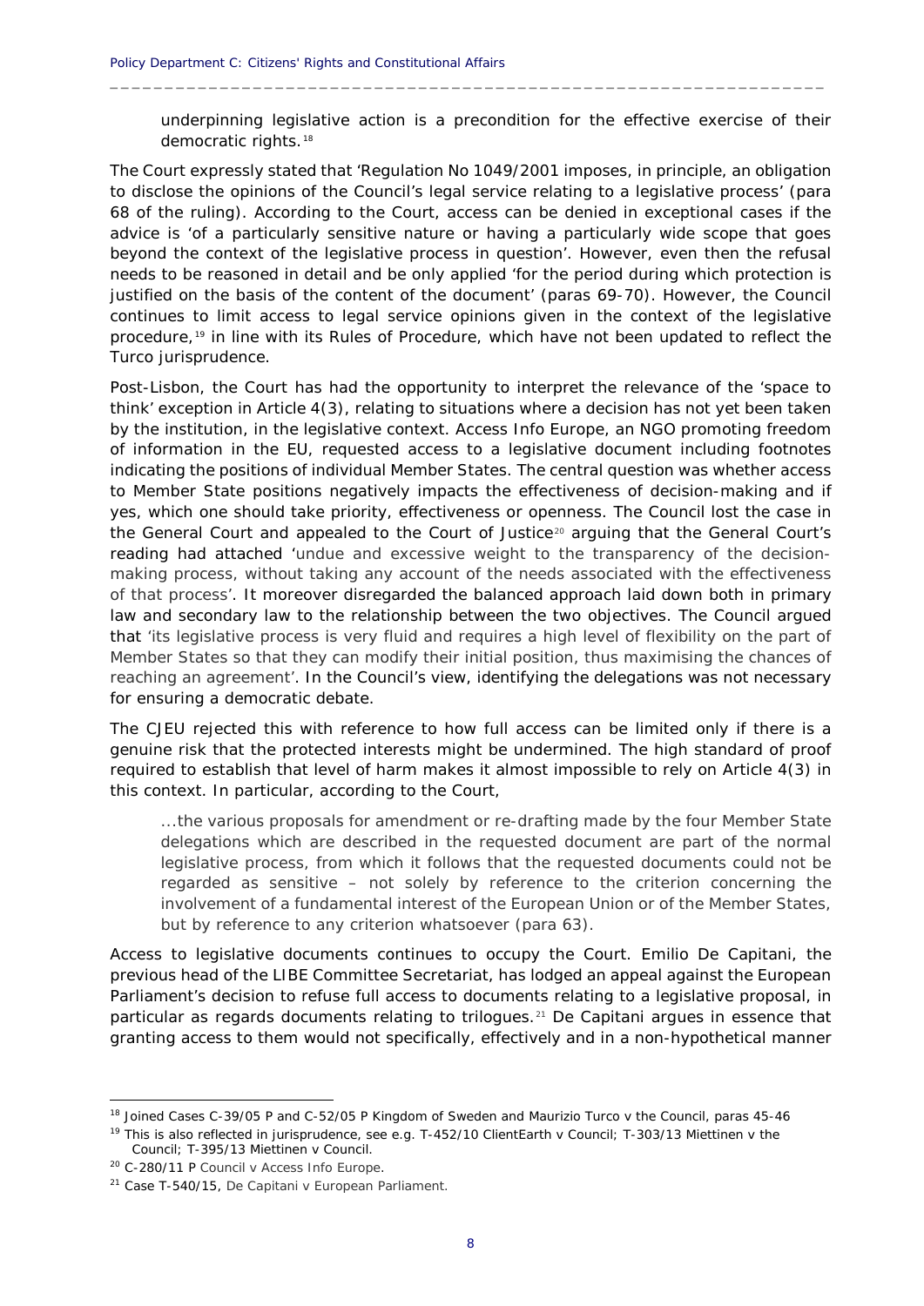> underpinning legislative action is a precondition for the effective exercise of their democratic rights.[18]

The Court expressly stated that 'Regulation No 1049/2001 imposes, in principle, an obligation to disclose the opinions of the Council's legal service relating to a legislative process' (para 68 of the ruling). According to the Court, access can be denied in exceptional cases if the advice is 'of a particularly sensitive nature or having a particularly wide scope that goes beyond the context of the legislative process in question'. However, even then the refusal needs to be reasoned in detail and be only applied 'for the period during which protection is justified on the basis of the content of the document' (paras 69-70). However, the Council continues to limit access to legal service opinions given in the context of the legislative procedure,[19] in line with its Rules of Procedure, which have not been updated to reflect the Turco jurisprudence.

Post-Lisbon, the Court has had the opportunity to interpret the relevance of the 'space to think' exception in Article 4(3), relating to situations where a decision has not yet been taken by the institution, in the legislative context. Access Info Europe, an NGO promoting freedom of information in the EU, requested access to a legislative document including footnotes indicating the positions of individual Member States. The central question was whether access to Member State positions negatively impacts the effectiveness of decision-making and if yes, which one should take priority, effectiveness or openness. The Council lost the case in the General Court and appealed to the Court of Justice[20] arguing that the General Court's reading had attached 'undue and excessive weight to the transparency of the decision-making process, without taking any account of the needs associated with the effectiveness of that process'. It moreover disregarded the balanced approach laid down both in primary law and secondary law to the relationship between the two objectives. The Council argued that 'its legislative process is very fluid and requires a high level of flexibility on the part of Member States so that they can modify their initial position, thus maximising the chances of reaching an agreement'. In the Council's view, identifying the delegations was not necessary for ensuring a democratic debate.

The CJEU rejected this with reference to how full access can be limited only if there is a genuine risk that the protected interests might be undermined. The high standard of proof required to establish that level of harm makes it almost impossible to rely on Article 4(3) in this context. In particular, according to the Court,

> ...the various proposals for amendment or re-drafting made by the four Member State delegations which are described in the requested document are part of the normal legislative process, from which it follows that the requested documents could not be regarded as sensitive – not solely by reference to the criterion concerning the involvement of a fundamental interest of the European Union or of the Member States, but by reference to any criterion whatsoever (para 63).

Access to legislative documents continues to occupy the Court. Emilio De Capitani, the previous head of the LIBE Committee Secretariat, has lodged an appeal against the European Parliament's decision to refuse full access to documents relating to a legislative proposal, in particular as regards documents relating to trilogues.[21] De Capitani argues in essence that granting access to them would not specifically, effectively and in a non-hypothetical manner

---

[18] Joined Cases C-39/05 P and C-52/05 P Kingdom of Sweden and Maurizio Turco v the Council, paras 45-46

[19] This is also reflected in jurisprudence, see e.g. T-452/10 ClientEarth v Council; T-303/13 Miettinen v the Council; T-395/13 Miettinen v Council.

[20] C-280/11 P Council v Access Info Europe.

[21] Case T-540/15, De Capitani v European Parliament.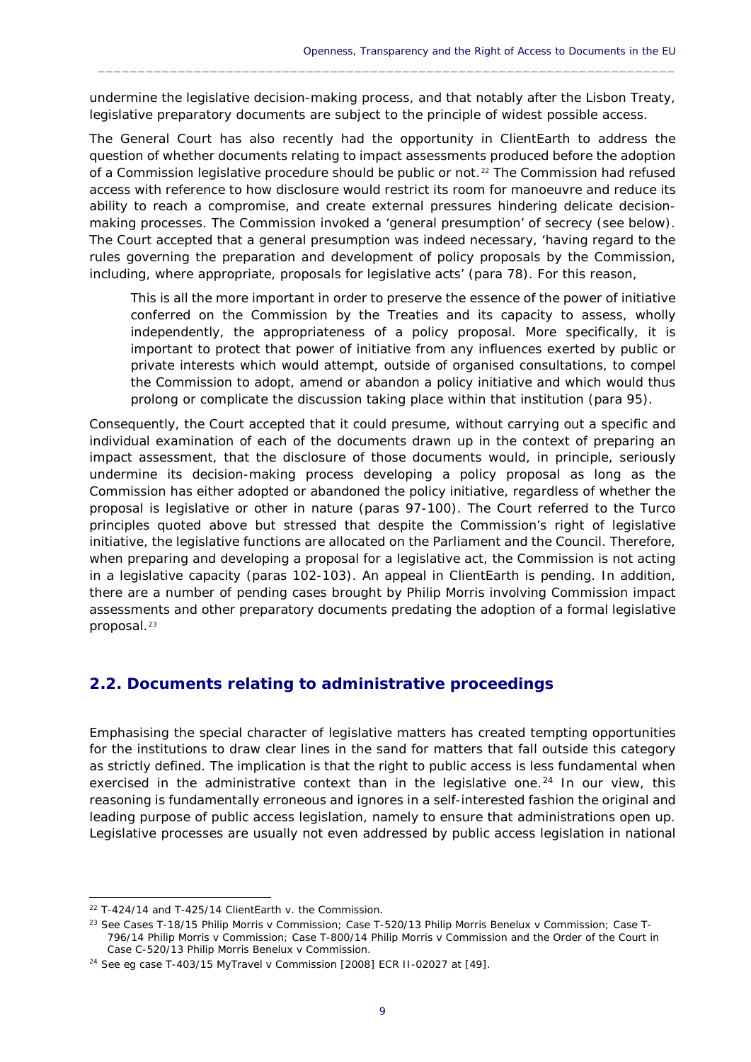undermine the legislative decision-making process, and that notably after the Lisbon Treaty, legislative preparatory documents are subject to the principle of widest possible access.

The General Court has also recently had the opportunity in ClientEarth to address the question of whether documents relating to impact assessments produced before the adoption of a Commission legislative procedure should be public or not.[22] The Commission had refused access with reference to how disclosure would restrict its room for manoeuvre and reduce its ability to reach a compromise, and create external pressures hindering delicate decision-making processes. The Commission invoked a 'general presumption' of secrecy (see below). The Court accepted that a general presumption was indeed necessary, 'having regard to the rules governing the preparation and development of policy proposals by the Commission, including, where appropriate, proposals for legislative acts' (para 78). For this reason,

> This is all the more important in order to preserve the essence of the power of initiative conferred on the Commission by the Treaties and its capacity to assess, wholly independently, the appropriateness of a policy proposal. More specifically, it is important to protect that power of initiative from any influences exerted by public or private interests which would attempt, outside of organised consultations, to compel the Commission to adopt, amend or abandon a policy initiative and which would thus prolong or complicate the discussion taking place within that institution (para 95).

Consequently, the Court accepted that it could presume, without carrying out a specific and individual examination of each of the documents drawn up in the context of preparing an impact assessment, that the disclosure of those documents would, in principle, seriously undermine its decision-making process developing a policy proposal as long as the Commission has either adopted or abandoned the policy initiative, regardless of whether the proposal is legislative or other in nature (paras 97-100). The Court referred to the Turco principles quoted above but stressed that despite the Commission's right of legislative initiative, the legislative functions are allocated on the Parliament and the Council. Therefore, when preparing and developing a proposal for a legislative act, the Commission is not acting in a legislative capacity (paras 102-103). An appeal in ClientEarth is pending. In addition, there are a number of pending cases brought by Philip Morris involving Commission impact assessments and other preparatory documents predating the adoption of a formal legislative proposal.[23]

## 2.2. Documents relating to administrative proceedings

Emphasising the special character of legislative matters has created tempting opportunities for the institutions to draw clear lines in the sand for matters that fall outside this category as strictly defined. The implication is that the right to public access is less fundamental when exercised in the administrative context than in the legislative one.[24] In our view, this reasoning is fundamentally erroneous and ignores in a self-interested fashion the original and leading purpose of public access legislation, namely to ensure that administrations open up. Legislative processes are usually not even addressed by public access legislation in national

---

[22] T-424/14 and T-425/14 ClientEarth v. the Commission.

[23] See Cases T-18/15 Philip Morris v Commission; Case T-520/13 Philip Morris Benelux v Commission; Case T-796/14 Philip Morris v Commission; Case T-800/14 Philip Morris v Commission and the Order of the Court in Case C-520/13 Philip Morris Benelux v Commission.

[24] See eg case T-403/15 MyTravel v Commission [2008] ECR II-02027 at [49].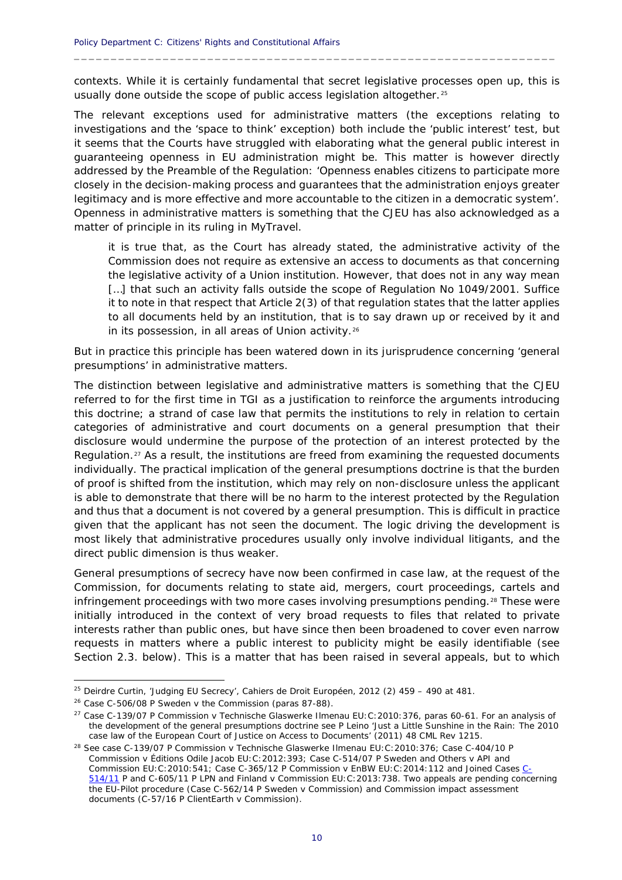contexts. While it is certainly fundamental that secret legislative processes open up, this is usually done outside the scope of public access legislation altogether.[25]

The relevant exceptions used for administrative matters (the exceptions relating to investigations and the 'space to think' exception) both include the 'public interest' test, but it seems that the Courts have struggled with elaborating what the general public interest in guaranteeing openness in EU administration might be. This matter is however directly addressed by the Preamble of the Regulation: 'Openness enables citizens to participate more closely in the decision-making process and guarantees that the administration enjoys greater legitimacy and is more effective and more accountable to the citizen in a democratic system'. Openness in administrative matters is something that the CJEU has also acknowledged as a matter of principle in its ruling in MyTravel.

> it is true that, as the Court has already stated, the administrative activity of the Commission does not require as extensive an access to documents as that concerning the legislative activity of a Union institution. However, that does not in any way mean […] that such an activity falls outside the scope of Regulation No 1049/2001. Suffice it to note in that respect that Article 2(3) of that regulation states that the latter applies to all documents held by an institution, that is to say drawn up or received by it and in its possession, in all areas of Union activity.[26]

But in practice this principle has been watered down in its jurisprudence concerning 'general presumptions' in administrative matters.

The distinction between legislative and administrative matters is something that the CJEU referred to for the first time in TGI as a justification to reinforce the arguments introducing this doctrine; a strand of case law that permits the institutions to rely in relation to certain categories of administrative and court documents on a general presumption that their disclosure would undermine the purpose of the protection of an interest protected by the Regulation.[27] As a result, the institutions are freed from examining the requested documents individually. The practical implication of the general presumptions doctrine is that the burden of proof is shifted from the institution, which may rely on non-disclosure unless the applicant is able to demonstrate that there will be no harm to the interest protected by the Regulation and thus that a document is not covered by a general presumption. This is difficult in practice given that the applicant has not seen the document. The logic driving the development is most likely that administrative procedures usually only involve individual litigants, and the direct public dimension is thus weaker.

General presumptions of secrecy have now been confirmed in case law, at the request of the Commission, for documents relating to state aid, mergers, court proceedings, cartels and infringement proceedings with two more cases involving presumptions pending.[28] These were initially introduced in the context of very broad requests to files that related to private interests rather than public ones, but have since then been broadened to cover even narrow requests in matters where a public interest to publicity might be easily identifiable (see Section 2.3. below). This is a matter that has been raised in several appeals, but to which

---

[25] Deirdre Curtin, 'Judging EU Secrecy', Cahiers de Droit Européen, 2012 (2) 459 – 490 at 481.

[26] Case C-506/08 P Sweden v the Commission (paras 87-88).

[27] Case C-139/07 P Commission v Technische Glaswerke Ilmenau EU:C:2010:376, paras 60-61. For an analysis of the development of the general presumptions doctrine see P Leino 'Just a Little Sunshine in the Rain: The 2010 case law of the European Court of Justice on Access to Documents' (2011) 48 CML Rev 1215.

[28] See case C-139/07 P Commission v Technische Glaswerke Ilmenau EU:C:2010:376; Case C-404/10 P Commission v Éditions Odile Jacob EU:C:2012:393; Case C-514/07 P Sweden and Others v API and Commission EU:C:2010:541; Case C-365/12 P Commission v EnBW EU:C:2014:112 and Joined Cases C-514/11 P and C-605/11 P LPN and Finland v Commission EU:C:2013:738. Two appeals are pending concerning the EU-Pilot procedure (Case C-562/14 P Sweden v Commission) and Commission impact assessment documents (C-57/16 P ClientEarth v Commission).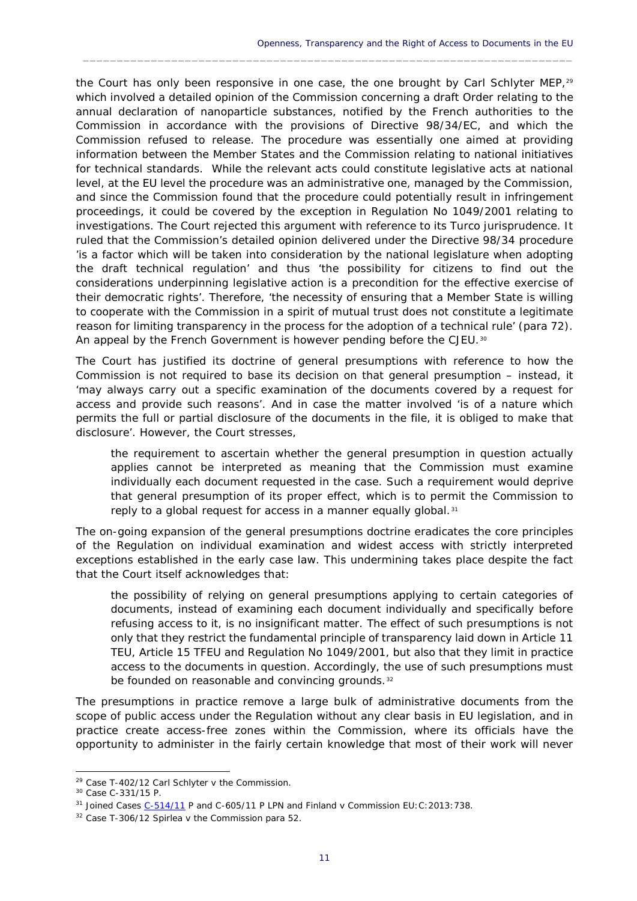the Court has only been responsive in one case, the one brought by Carl Schlyter MEP,[29] which involved a detailed opinion of the Commission concerning a draft Order relating to the annual declaration of nanoparticle substances, notified by the French authorities to the Commission in accordance with the provisions of Directive 98/34/EC, and which the Commission refused to release. The procedure was essentially one aimed at providing information between the Member States and the Commission relating to national initiatives for technical standards. While the relevant acts could constitute legislative acts at national level, at the EU level the procedure was an administrative one, managed by the Commission, and since the Commission found that the procedure could potentially result in infringement proceedings, it could be covered by the exception in Regulation No 1049/2001 relating to investigations. The Court rejected this argument with reference to its Turco jurisprudence. It ruled that the Commission's detailed opinion delivered under the Directive 98/34 procedure 'is a factor which will be taken into consideration by the national legislature when adopting the draft technical regulation' and thus 'the possibility for citizens to find out the considerations underpinning legislative action is a precondition for the effective exercise of their democratic rights'. Therefore, 'the necessity of ensuring that a Member State is willing to cooperate with the Commission in a spirit of mutual trust does not constitute a legitimate reason for limiting transparency in the process for the adoption of a technical rule' (para 72). An appeal by the French Government is however pending before the CJEU.[30]

The Court has justified its doctrine of general presumptions with reference to how the Commission is not required to base its decision on that general presumption – instead, it 'may always carry out a specific examination of the documents covered by a request for access and provide such reasons'. And in case the matter involved 'is of a nature which permits the full or partial disclosure of the documents in the file, it is obliged to make that disclosure'. However, the Court stresses,

> the requirement to ascertain whether the general presumption in question actually applies cannot be interpreted as meaning that the Commission must examine individually each document requested in the case. Such a requirement would deprive that general presumption of its proper effect, which is to permit the Commission to reply to a global request for access in a manner equally global.[31]

The on-going expansion of the general presumptions doctrine eradicates the core principles of the Regulation on individual examination and widest access with strictly interpreted exceptions established in the early case law. This undermining takes place despite the fact that the Court itself acknowledges that:

> the possibility of relying on general presumptions applying to certain categories of documents, instead of examining each document individually and specifically before refusing access to it, is no insignificant matter. The effect of such presumptions is not only that they restrict the fundamental principle of transparency laid down in Article 11 TEU, Article 15 TFEU and Regulation No 1049/2001, but also that they limit in practice access to the documents in question. Accordingly, the use of such presumptions must be founded on reasonable and convincing grounds.[32]

The presumptions in practice remove a large bulk of administrative documents from the scope of public access under the Regulation without any clear basis in EU legislation, and in practice create access-free zones within the Commission, where its officials have the opportunity to administer in the fairly certain knowledge that most of their work will never

---

[29] Case T-402/12 Carl Schlyter v the Commission.

[30] Case C-331/15 P.

[31] Joined Cases C-514/11 P and C-605/11 P LPN and Finland v Commission EU:C:2013:738.

[32] Case T-306/12 Spirlea v the Commission para 52.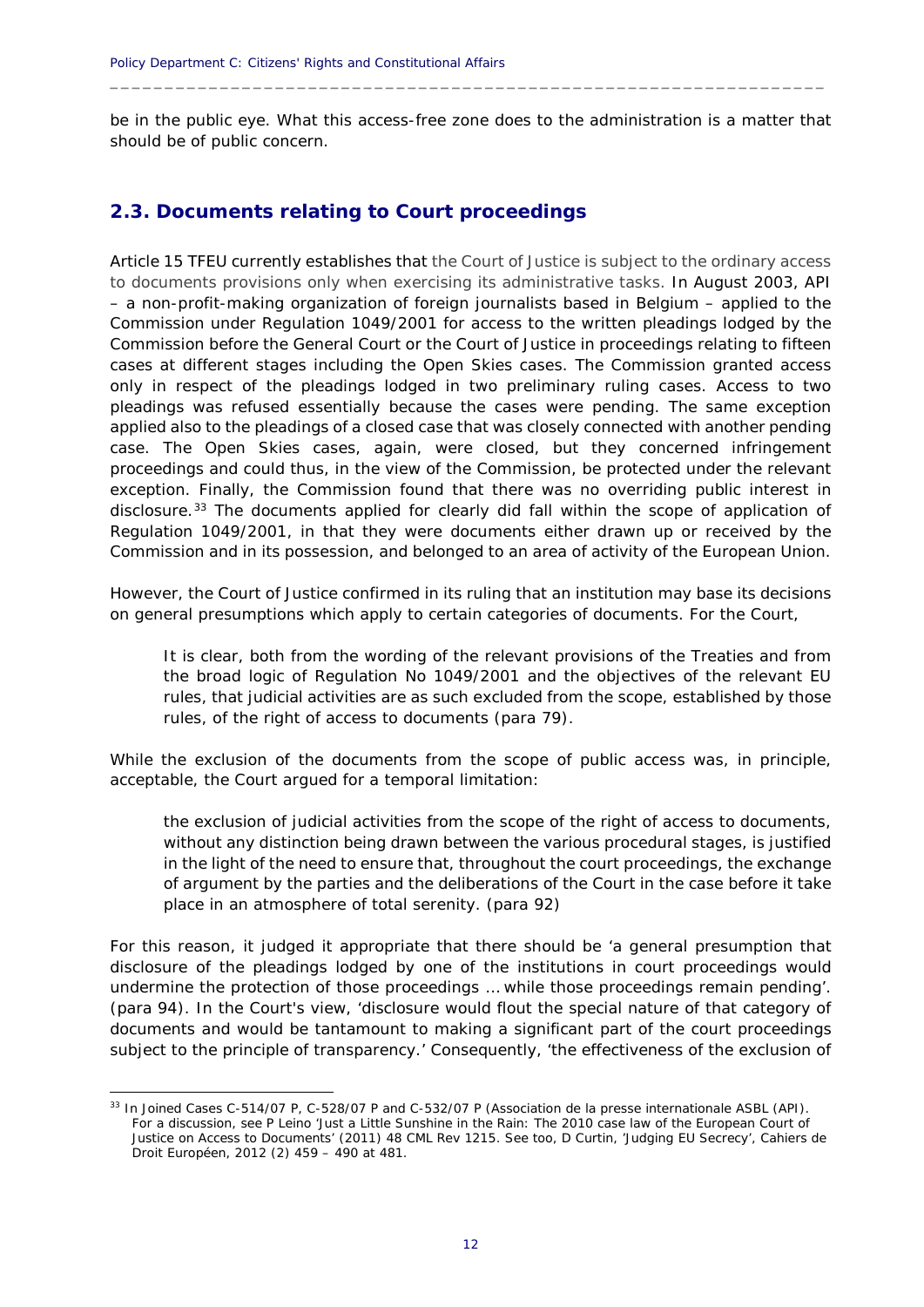be in the public eye. What this access-free zone does to the administration is a matter that should be of public concern.

## 2.3. Documents relating to Court proceedings

Article 15 TFEU currently establishes that the Court of Justice is subject to the ordinary access to documents provisions only when exercising its administrative tasks. In August 2003, API – a non-profit-making organization of foreign journalists based in Belgium – applied to the Commission under Regulation 1049/2001 for access to the written pleadings lodged by the Commission before the General Court or the Court of Justice in proceedings relating to fifteen cases at different stages including the Open Skies cases. The Commission granted access only in respect of the pleadings lodged in two preliminary ruling cases. Access to two pleadings was refused essentially because the cases were pending. The same exception applied also to the pleadings of a closed case that was closely connected with another pending case. The Open Skies cases, again, were closed, but they concerned infringement proceedings and could thus, in the view of the Commission, be protected under the relevant exception. Finally, the Commission found that there was no overriding public interest in disclosure.[33] The documents applied for clearly did fall within the scope of application of Regulation 1049/2001, in that they were documents either drawn up or received by the Commission and in its possession, and belonged to an area of activity of the European Union.

However, the Court of Justice confirmed in its ruling that an institution may base its decisions on general presumptions which apply to certain categories of documents. For the Court,

> It is clear, both from the wording of the relevant provisions of the Treaties and from the broad logic of Regulation No 1049/2001 and the objectives of the relevant EU rules, that judicial activities are as such excluded from the scope, established by those rules, of the right of access to documents (para 79).

While the exclusion of the documents from the scope of public access was, in principle, acceptable, the Court argued for a temporal limitation:

> the exclusion of judicial activities from the scope of the right of access to documents, without any distinction being drawn between the various procedural stages, is justified in the light of the need to ensure that, throughout the court proceedings, the exchange of argument by the parties and the deliberations of the Court in the case before it take place in an atmosphere of total serenity. (para 92)

For this reason, it judged it appropriate that there should be 'a general presumption that disclosure of the pleadings lodged by one of the institutions in court proceedings would undermine the protection of those proceedings … while those proceedings remain pending'. (para 94). In the Court's view, 'disclosure would flout the special nature of that category of documents and would be tantamount to making a significant part of the court proceedings subject to the principle of transparency.' Consequently, 'the effectiveness of the exclusion of

---

[33] In Joined Cases C-514/07 P, C-528/07 P and C-532/07 P (Association de la presse internationale ASBL (API). For a discussion, see P Leino 'Just a Little Sunshine in the Rain: The 2010 case law of the European Court of Justice on Access to Documents' (2011) 48 CML Rev 1215. See too, D Curtin, 'Judging EU Secrecy', Cahiers de Droit Européen, 2012 (2) 459 – 490 at 481.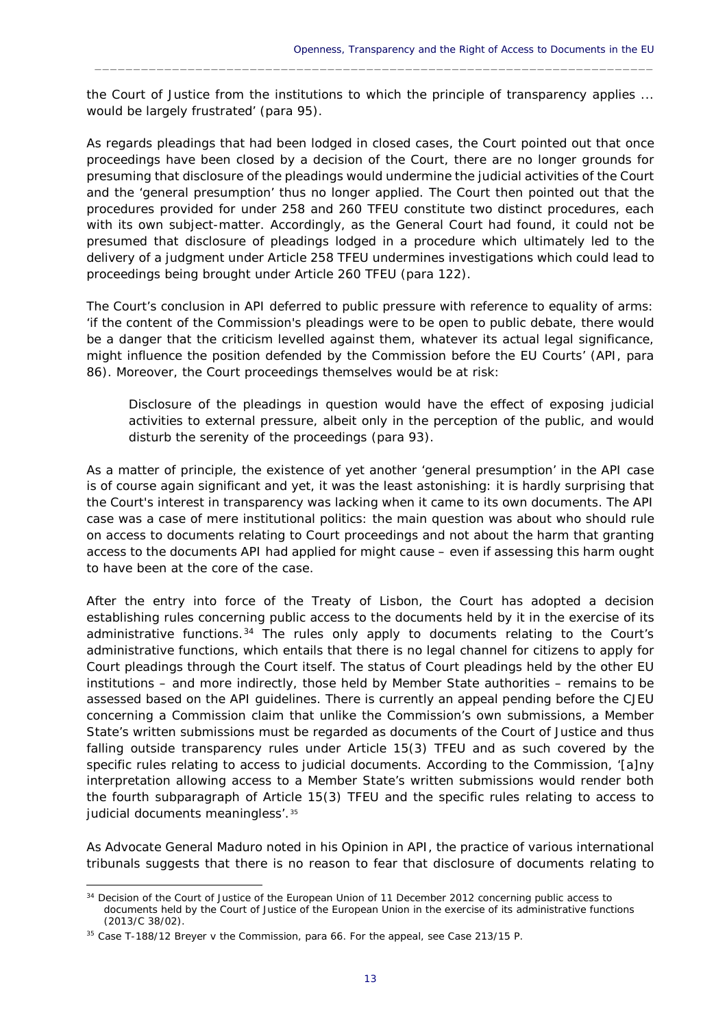the Court of Justice from the institutions to which the principle of transparency applies ... would be largely frustrated' (para 95).

As regards pleadings that had been lodged in closed cases, the Court pointed out that once proceedings have been closed by a decision of the Court, there are no longer grounds for presuming that disclosure of the pleadings would undermine the judicial activities of the Court and the 'general presumption' thus no longer applied. The Court then pointed out that the procedures provided for under 258 and 260 TFEU constitute two distinct procedures, each with its own subject-matter. Accordingly, as the General Court had found, it could not be presumed that disclosure of pleadings lodged in a procedure which ultimately led to the delivery of a judgment under Article 258 TFEU undermines investigations which could lead to proceedings being brought under Article 260 TFEU (para 122).

The Court's conclusion in *API* deferred to public pressure with reference to equality of arms: 'if the content of the Commission's pleadings were to be open to public debate, there would be a danger that the criticism levelled against them, whatever its actual legal significance, might influence the position defended by the Commission before the EU Courts' (*API*, para 86). Moreover, the Court proceedings themselves would be at risk:

> Disclosure of the pleadings in question would have the effect of exposing judicial activities to external pressure, albeit only in the perception of the public, and would disturb the serenity of the proceedings (para 93).

As a matter of principle, the existence of yet another 'general presumption' in the *API* case is of course again significant and yet, it was the least astonishing: it is hardly surprising that the Court's interest in transparency was lacking when it came to its own documents. The *API* case was a case of mere institutional politics: the main question was about who should rule on access to documents relating to Court proceedings and not about the harm that granting access to the documents API had applied for might cause – even if assessing this harm ought to have been at the core of the case.

After the entry into force of the Treaty of Lisbon, the Court has adopted a decision establishing rules concerning public access to the documents held by it in the exercise of its administrative functions.[34] The rules only apply to documents relating to the Court's administrative functions, which entails that there is no legal channel for citizens to apply for Court pleadings through the Court itself. The status of Court pleadings held by the other EU institutions – and more indirectly, those held by Member State authorities – remains to be assessed based on the *API* guidelines. There is currently an appeal pending before the CJEU concerning a Commission claim that unlike the Commission's own submissions, a Member State's written submissions must be regarded as documents of the Court of Justice and thus falling outside transparency rules under Article 15(3) TFEU and as such covered by the specific rules relating to access to judicial documents. According to the Commission, '[a]ny interpretation allowing access to a Member State's written submissions would render both the fourth subparagraph of Article 15(3) TFEU and the specific rules relating to access to judicial documents meaningless'.[35]

As Advocate General Maduro noted in his Opinion in *API*, the practice of various international tribunals suggests that there is no reason to fear that disclosure of documents relating to

---

[34] Decision of the Court of Justice of the European Union of 11 December 2012 concerning public access to documents held by the Court of Justice of the European Union in the exercise of its administrative functions (2013/C 38/02).

[35] Case T-188/12 *Breyer v the Commission*, para 66. For the appeal, see Case 213/15 P.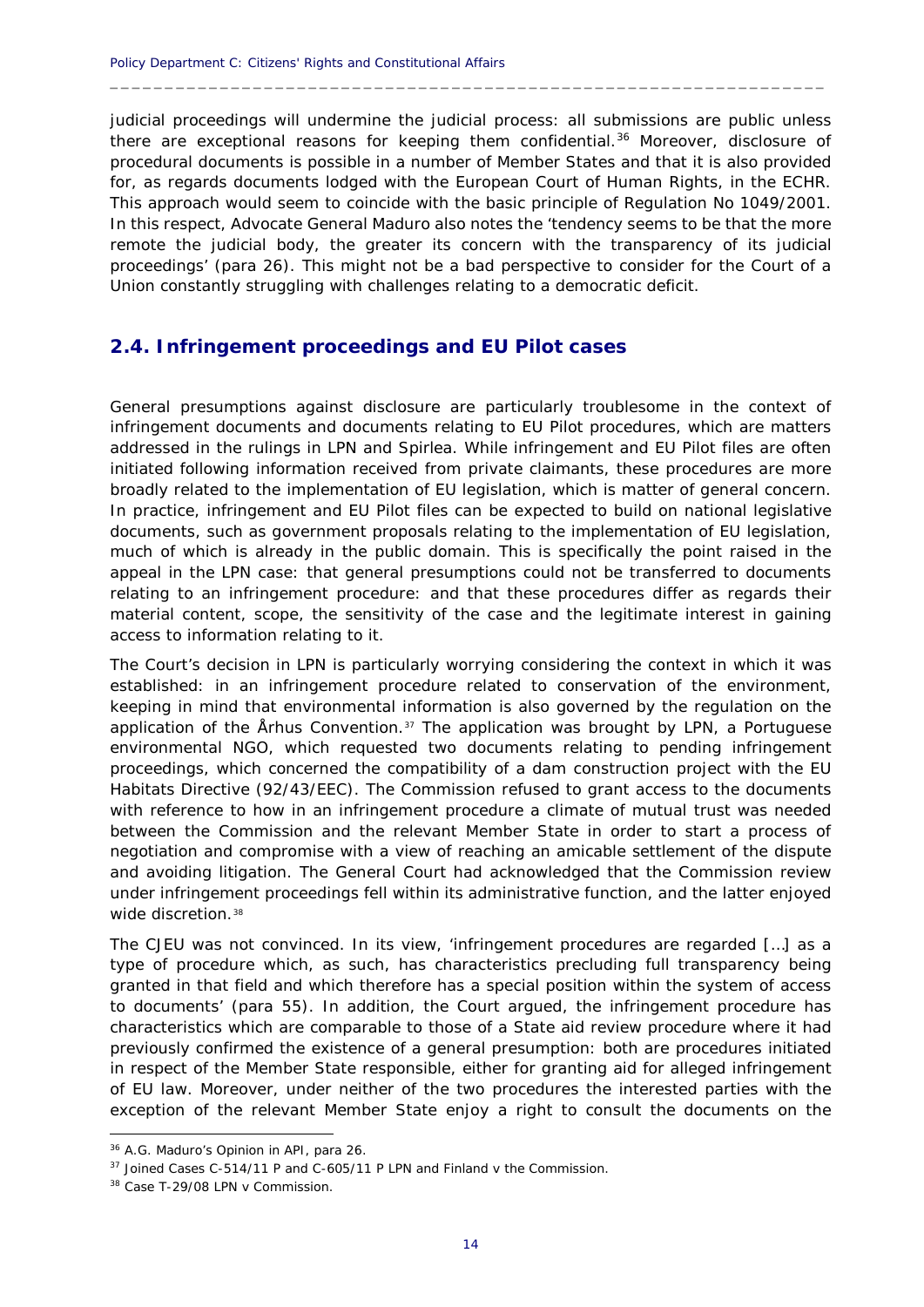judicial proceedings will undermine the judicial process: all submissions are public unless there are exceptional reasons for keeping them confidential.[36] Moreover, disclosure of procedural documents is possible in a number of Member States and that it is also provided for, as regards documents lodged with the European Court of Human Rights, in the ECHR. This approach would seem to coincide with the basic principle of Regulation No 1049/2001. In this respect, Advocate General Maduro also notes the 'tendency seems to be that the more remote the judicial body, the greater its concern with the transparency of its judicial proceedings' (para 26). This might not be a bad perspective to consider for the Court of a Union constantly struggling with challenges relating to a democratic deficit.

## 2.4. Infringement proceedings and EU Pilot cases

General presumptions against disclosure are particularly troublesome in the context of infringement documents and documents relating to EU Pilot procedures, which are matters addressed in the rulings in LPN and Spirlea. While infringement and EU Pilot files are often initiated following information received from private claimants, these procedures are more broadly related to the implementation of EU legislation, which is matter of general concern. In practice, infringement and EU Pilot files can be expected to build on national legislative documents, such as government proposals relating to the implementation of EU legislation, much of which is already in the public domain. This is specifically the point raised in the appeal in the LPN case: that general presumptions could not be transferred to documents relating to an infringement procedure: and that these procedures differ as regards their material content, scope, the sensitivity of the case and the legitimate interest in gaining access to information relating to it.

The Court's decision in LPN is particularly worrying considering the context in which it was established: in an infringement procedure related to conservation of the environment, keeping in mind that environmental information is also governed by the regulation on the application of the Århus Convention.[37] The application was brought by LPN, a Portuguese environmental NGO, which requested two documents relating to pending infringement proceedings, which concerned the compatibility of a dam construction project with the EU Habitats Directive (92/43/EEC). The Commission refused to grant access to the documents with reference to how in an infringement procedure a climate of mutual trust was needed between the Commission and the relevant Member State in order to start a process of negotiation and compromise with a view of reaching an amicable settlement of the dispute and avoiding litigation. The General Court had acknowledged that the Commission review under infringement proceedings fell within its administrative function, and the latter enjoyed wide discretion.[38]

The CJEU was not convinced. In its view, 'infringement procedures are regarded […] as a type of procedure which, as such, has characteristics precluding full transparency being granted in that field and which therefore has a special position within the system of access to documents' (para 55). In addition, the Court argued, the infringement procedure has characteristics which are comparable to those of a State aid review procedure where it had previously confirmed the existence of a general presumption: both are procedures initiated in respect of the Member State responsible, either for granting aid for alleged infringement of EU law. Moreover, under neither of the two procedures the interested parties with the exception of the relevant Member State enjoy a right to consult the documents on the

---

[36] A.G. Maduro's Opinion in API, para 26.

[37] Joined Cases C-514/11 P and C-605/11 P LPN and Finland v the Commission.

[38] Case T-29/08 LPN v Commission.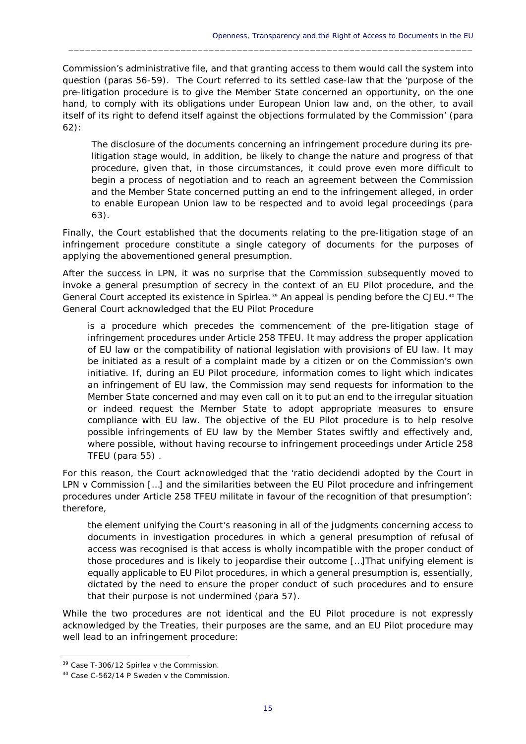Commission's administrative file, and that granting access to them would call the system into question (paras 56-59). The Court referred to its settled case-law that the 'purpose of the pre-litigation procedure is to give the Member State concerned an opportunity, on the one hand, to comply with its obligations under European Union law and, on the other, to avail itself of its right to defend itself against the objections formulated by the Commission' (para 62):

> The disclosure of the documents concerning an infringement procedure during its pre-litigation stage would, in addition, be likely to change the nature and progress of that procedure, given that, in those circumstances, it could prove even more difficult to begin a process of negotiation and to reach an agreement between the Commission and the Member State concerned putting an end to the infringement alleged, in order to enable European Union law to be respected and to avoid legal proceedings (para 63).

Finally, the Court established that the documents relating to the pre-litigation stage of an infringement procedure constitute a single category of documents for the purposes of applying the abovementioned general presumption.

After the success in LPN, it was no surprise that the Commission subsequently moved to invoke a general presumption of secrecy in the context of an EU Pilot procedure, and the General Court accepted its existence in Spirlea.[39] An appeal is pending before the CJEU.[40] The General Court acknowledged that the EU Pilot Procedure

> is a procedure which precedes the commencement of the pre-litigation stage of infringement procedures under Article 258 TFEU. It may address the proper application of EU law or the compatibility of national legislation with provisions of EU law. It may be initiated as a result of a complaint made by a citizen or on the Commission's own initiative. If, during an EU Pilot procedure, information comes to light which indicates an infringement of EU law, the Commission may send requests for information to the Member State concerned and may even call on it to put an end to the irregular situation or indeed request the Member State to adopt appropriate measures to ensure compliance with EU law. The objective of the EU Pilot procedure is to help resolve possible infringements of EU law by the Member States swiftly and effectively and, where possible, without having recourse to infringement proceedings under Article 258 TFEU (para 55) .

For this reason, the Court acknowledged that the 'ratio decidendi adopted by the Court in LPN v Commission […] and the similarities between the EU Pilot procedure and infringement procedures under Article 258 TFEU militate in favour of the recognition of that presumption': therefore,

> the element unifying the Court's reasoning in all of the judgments concerning access to documents in investigation procedures in which a general presumption of refusal of access was recognised is that access is wholly incompatible with the proper conduct of those procedures and is likely to jeopardise their outcome […]That unifying element is equally applicable to EU Pilot procedures, in which a general presumption is, essentially, dictated by the need to ensure the proper conduct of such procedures and to ensure that their purpose is not undermined (para 57).

While the two procedures are not identical and the EU Pilot procedure is not expressly acknowledged by the Treaties, their purposes are the same, and an EU Pilot procedure may well lead to an infringement procedure:

---

[39] Case T-306/12 Spirlea v the Commission.

[40] Case C-562/14 P Sweden v the Commission.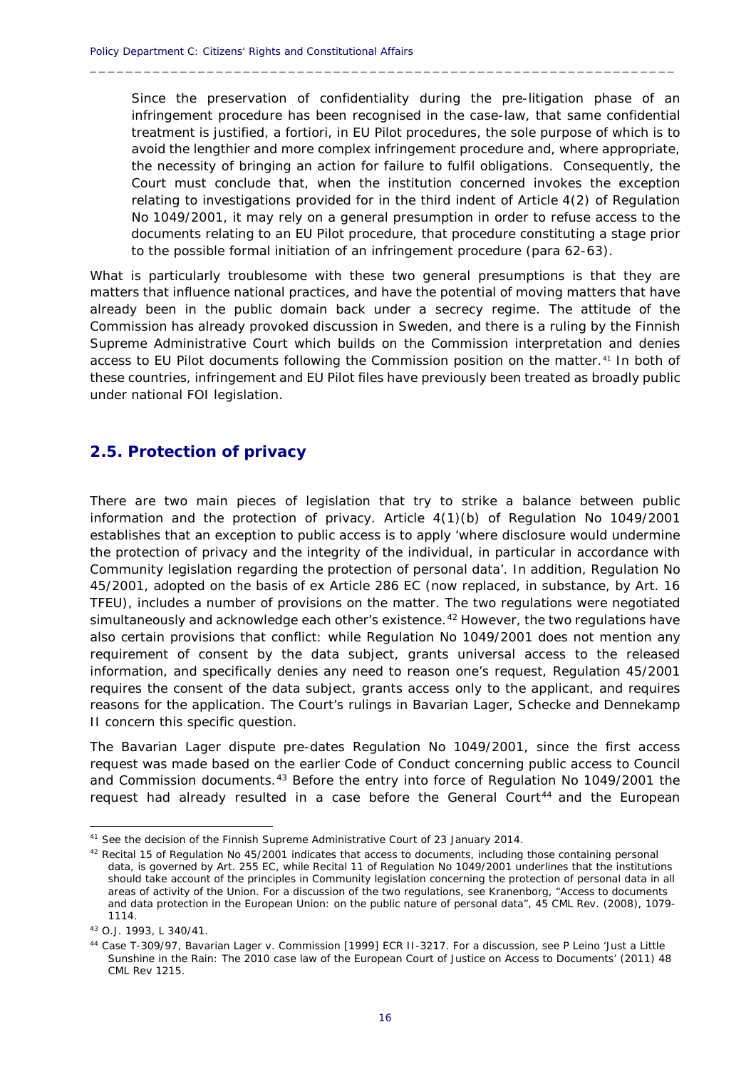Since the preservation of confidentiality during the pre-litigation phase of an infringement procedure has been recognised in the case-law, that same confidential treatment is justified, a fortiori, in EU Pilot procedures, the sole purpose of which is to avoid the lengthier and more complex infringement procedure and, where appropriate, the necessity of bringing an action for failure to fulfil obligations. Consequently, the Court must conclude that, when the institution concerned invokes the exception relating to investigations provided for in the third indent of Article 4(2) of Regulation No 1049/2001, it may rely on a general presumption in order to refuse access to the documents relating to an EU Pilot procedure, that procedure constituting a stage prior to the possible formal initiation of an infringement procedure (para 62-63).

What is particularly troublesome with these two general presumptions is that they are matters that influence national practices, and have the potential of moving matters that have already been in the public domain back under a secrecy regime. The attitude of the Commission has already provoked discussion in Sweden, and there is a ruling by the Finnish Supreme Administrative Court which builds on the Commission interpretation and denies access to EU Pilot documents following the Commission position on the matter.[41] In both of these countries, infringement and EU Pilot files have previously been treated as broadly public under national FOI legislation.

## 2.5. Protection of privacy

There are two main pieces of legislation that try to strike a balance between public information and the protection of privacy. Article 4(1)(b) of Regulation No 1049/2001 establishes that an exception to public access is to apply 'where disclosure would undermine the protection of privacy and the integrity of the individual, in particular in accordance with Community legislation regarding the protection of personal data'. In addition, Regulation No 45/2001, adopted on the basis of ex Article 286 EC (now replaced, in substance, by Art. 16 TFEU), includes a number of provisions on the matter. The two regulations were negotiated simultaneously and acknowledge each other's existence.[42] However, the two regulations have also certain provisions that conflict: while Regulation No 1049/2001 does not mention any requirement of consent by the data subject, grants universal access to the released information, and specifically denies any need to reason one's request, Regulation 45/2001 requires the consent of the data subject, grants access only to the applicant, and requires reasons for the application. The Court's rulings in *Bavarian Lager*, *Schecke* and *Dennekamp II* concern this specific question.

The *Bavarian Lager* dispute pre-dates Regulation No 1049/2001, since the first access request was made based on the earlier Code of Conduct concerning public access to Council and Commission documents.[43] Before the entry into force of Regulation No 1049/2001 the request had already resulted in a case before the General Court[44] and the European

---

[41] See the decision of the Finnish Supreme Administrative Court of 23 January 2014.

[42] Recital 15 of Regulation No 45/2001 indicates that access to documents, including those containing personal data, is governed by Art. 255 EC, while Recital 11 of Regulation No 1049/2001 underlines that the institutions should take account of the principles in Community legislation concerning the protection of personal data in all areas of activity of the Union. For a discussion of the two regulations, see Kranenborg, "Access to documents and data protection in the European Union: on the public nature of personal data", 45 CML Rev. (2008), 1079-1114.

[43] O.J. 1993, L 340/41.

[44] Case T-309/97, *Bavarian Lager v. Commission* [1999] ECR II-3217. For a discussion, see P Leino 'Just a Little Sunshine in the Rain: The 2010 case law of the European Court of Justice on Access to Documents' (2011) 48 CML Rev 1215.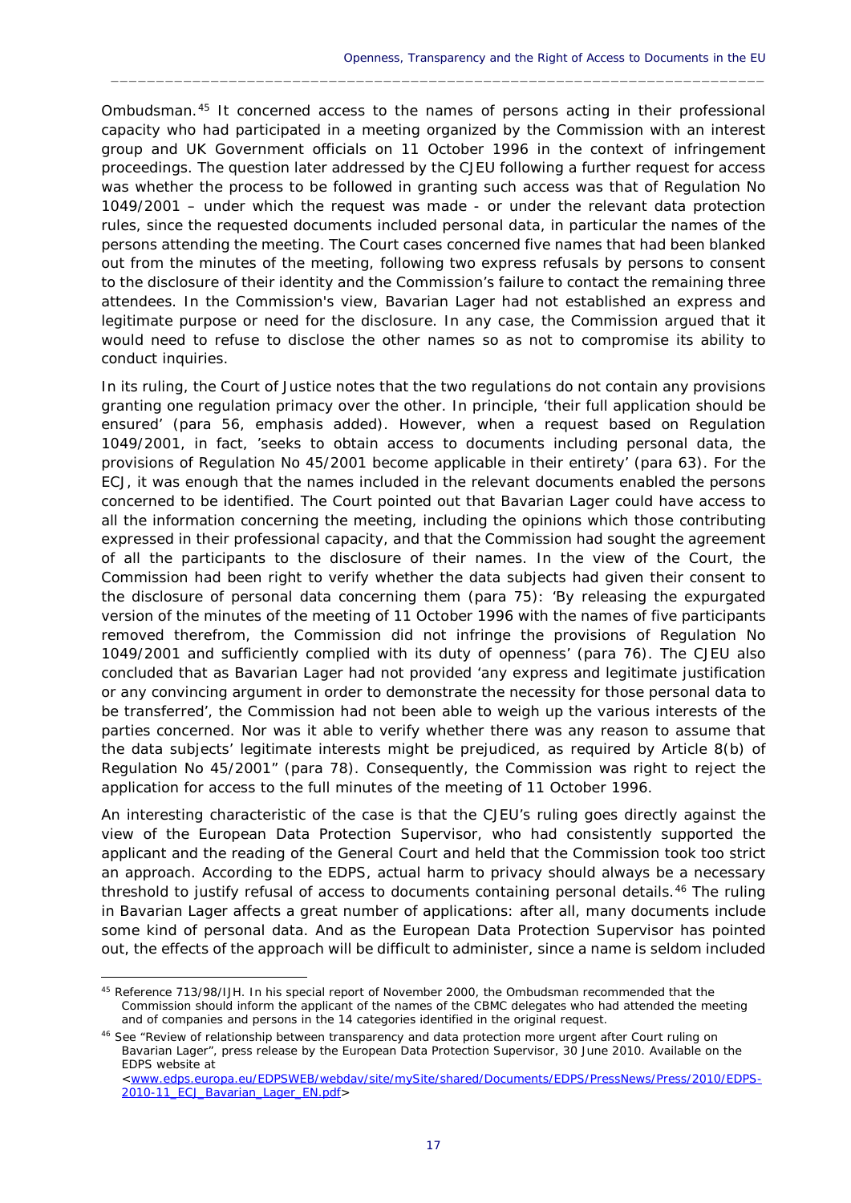Ombudsman.[45] It concerned access to the names of persons acting in their professional capacity who had participated in a meeting organized by the Commission with an interest group and UK Government officials on 11 October 1996 in the context of infringement proceedings. The question later addressed by the CJEU following a further request for access was whether the process to be followed in granting such access was that of Regulation No 1049/2001 – under which the request was made - or under the relevant data protection rules, since the requested documents included personal data, in particular the names of the persons attending the meeting. The Court cases concerned five names that had been blanked out from the minutes of the meeting, following two express refusals by persons to consent to the disclosure of their identity and the Commission's failure to contact the remaining three attendees. In the Commission's view, Bavarian Lager had not established an express and legitimate purpose or need for the disclosure. In any case, the Commission argued that it would need to refuse to disclose the other names so as not to compromise its ability to conduct inquiries.

In its ruling, the Court of Justice notes that the two regulations do not contain any provisions granting one regulation primacy over the other. In principle, 'their full application should be ensured' (para 56, emphasis added). However, when a request based on Regulation 1049/2001, in fact, 'seeks to obtain access to documents including personal data, the provisions of Regulation No 45/2001 become applicable in their entirety' (para 63). For the ECJ, it was enough that the names included in the relevant documents enabled the persons concerned to be identified. The Court pointed out that Bavarian Lager could have access to all the information concerning the meeting, including the opinions which those contributing expressed in their professional capacity, and that the Commission had sought the agreement of all the participants to the disclosure of their names. In the view of the Court, the Commission had been right to verify whether the data subjects had given their consent to the disclosure of personal data concerning them (para 75): 'By releasing the expurgated version of the minutes of the meeting of 11 October 1996 with the names of five participants removed therefrom, the Commission did not infringe the provisions of Regulation No 1049/2001 and sufficiently complied with its duty of openness' (para 76). The CJEU also concluded that as Bavarian Lager had not provided 'any express and legitimate justification or any convincing argument in order to demonstrate the necessity for those personal data to be transferred', the Commission had not been able to weigh up the various interests of the parties concerned. Nor was it able to verify whether there was any reason to assume that the data subjects' legitimate interests might be prejudiced, as required by Article 8(b) of Regulation No 45/2001" (para 78). Consequently, the Commission was right to reject the application for access to the full minutes of the meeting of 11 October 1996.

An interesting characteristic of the case is that the CJEU's ruling goes directly against the view of the European Data Protection Supervisor, who had consistently supported the applicant and the reading of the General Court and held that the Commission took too strict an approach. According to the EDPS, actual harm to privacy should always be a necessary threshold to justify refusal of access to documents containing personal details.[46] The ruling in Bavarian Lager affects a great number of applications: after all, many documents include some kind of personal data. And as the European Data Protection Supervisor has pointed out, the effects of the approach will be difficult to administer, since a name is seldom included

---

[45] Reference 713/98/IJH. In his special report of November 2000, the Ombudsman recommended that the Commission should inform the applicant of the names of the CBMC delegates who had attended the meeting and of companies and persons in the 14 categories identified in the original request.

[46] See "Review of relationship between transparency and data protection more urgent after Court ruling on Bavarian Lager", press release by the European Data Protection Supervisor, 30 June 2010. Available on the EDPS website at <www.edps.europa.eu/EDPSWEB/webdav/site/mySite/shared/Documents/EDPS/PressNews/Press/2010/EDPS-2010-11_ECJ_Bavarian_Lager_EN.pdf>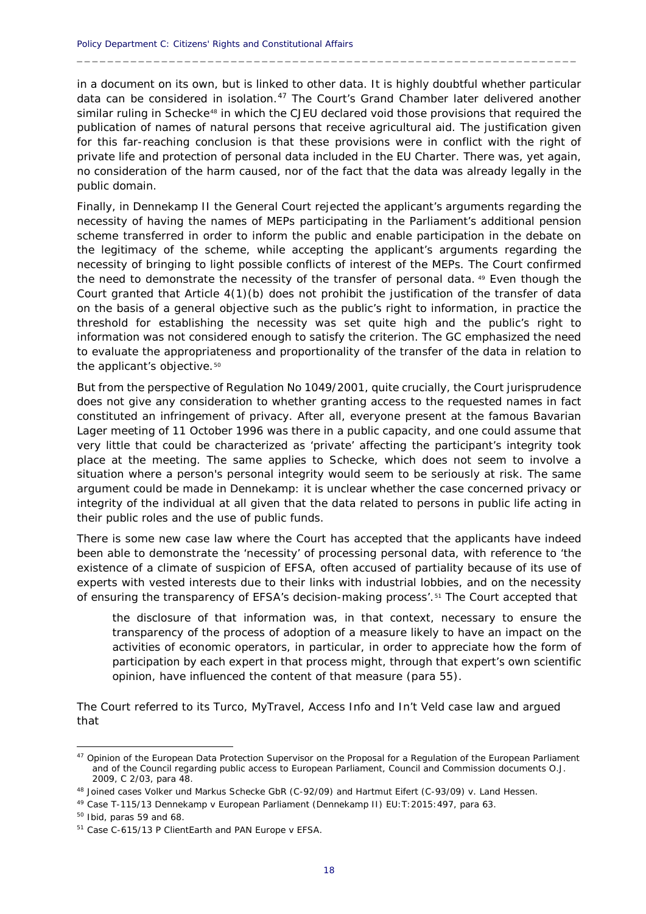in a document on its own, but is linked to other data. It is highly doubtful whether particular data can be considered in isolation.[47] The Court's Grand Chamber later delivered another similar ruling in *Schecke*[48] in which the CJEU declared void those provisions that required the publication of names of natural persons that receive agricultural aid. The justification given for this far-reaching conclusion is that these provisions were in conflict with the right of private life and protection of personal data included in the EU Charter. There was, yet again, no consideration of the harm caused, nor of the fact that the data was already legally in the public domain.

Finally, in *Dennekamp II* the General Court rejected the applicant's arguments regarding the necessity of having the names of MEPs participating in the Parliament's additional pension scheme transferred in order to inform the public and enable participation in the debate on the legitimacy of the scheme, while accepting the applicant's arguments regarding the necessity of bringing to light possible conflicts of interest of the MEPs. The Court confirmed the need to demonstrate the necessity of the transfer of personal data.[49] Even though the Court granted that Article 4(1)(b) does not prohibit the justification of the transfer of data on the basis of a general objective such as the public's right to information, in practice the threshold for establishing the necessity was set quite high and the public's right to information was not considered enough to satisfy the criterion. The GC emphasized the need to evaluate the appropriateness and proportionality of the transfer of the data in relation to the applicant's objective.[50]

But from the perspective of Regulation No 1049/2001, quite crucially, the Court jurisprudence does not give any consideration to whether granting access to the requested names in fact constituted an infringement of privacy. After all, everyone present at the famous Bavarian Lager meeting of 11 October 1996 was there in a public capacity, and one could assume that very little that could be characterized as 'private' affecting the participant's integrity took place at the meeting. The same applies to *Schecke*, which does not seem to involve a situation where a person's personal integrity would seem to be seriously at risk. The same argument could be made in *Dennekamp*: it is unclear whether the case concerned privacy or integrity of the individual at all given that the data related to persons in public life acting in their public roles and the use of public funds.

There is some new case law where the Court has accepted that the applicants have indeed been able to demonstrate the 'necessity' of processing personal data, with reference to 'the existence of a climate of suspicion of EFSA, often accused of partiality because of its use of experts with vested interests due to their links with industrial lobbies, and on the necessity of ensuring the transparency of EFSA's decision-making process'.[51] The Court accepted that

> the disclosure of that information was, in that context, necessary to ensure the transparency of the process of adoption of a measure likely to have an impact on the activities of economic operators, in particular, in order to appreciate how the form of participation by each expert in that process might, through that expert's own scientific opinion, have influenced the content of that measure (para 55).

The Court referred to its *Turco*, *MyTravel*, *Access Info* and *In't Veld* case law and argued that

---

[47] Opinion of the European Data Protection Supervisor on the Proposal for a Regulation of the European Parliament and of the Council regarding public access to European Parliament, Council and Commission documents O.J. 2009, C 2/03, para 48.

[48] Joined cases Volker und Markus Schecke GbR (C-92/09) and Hartmut Eifert (C-93/09) v. Land Hessen.

[49] Case T-115/13 Dennekamp v European Parliament (Dennekamp II) EU:T:2015:497, para 63.

[50] Ibid, paras 59 and 68.

[51] Case C-615/13 P ClientEarth and PAN Europe v EFSA.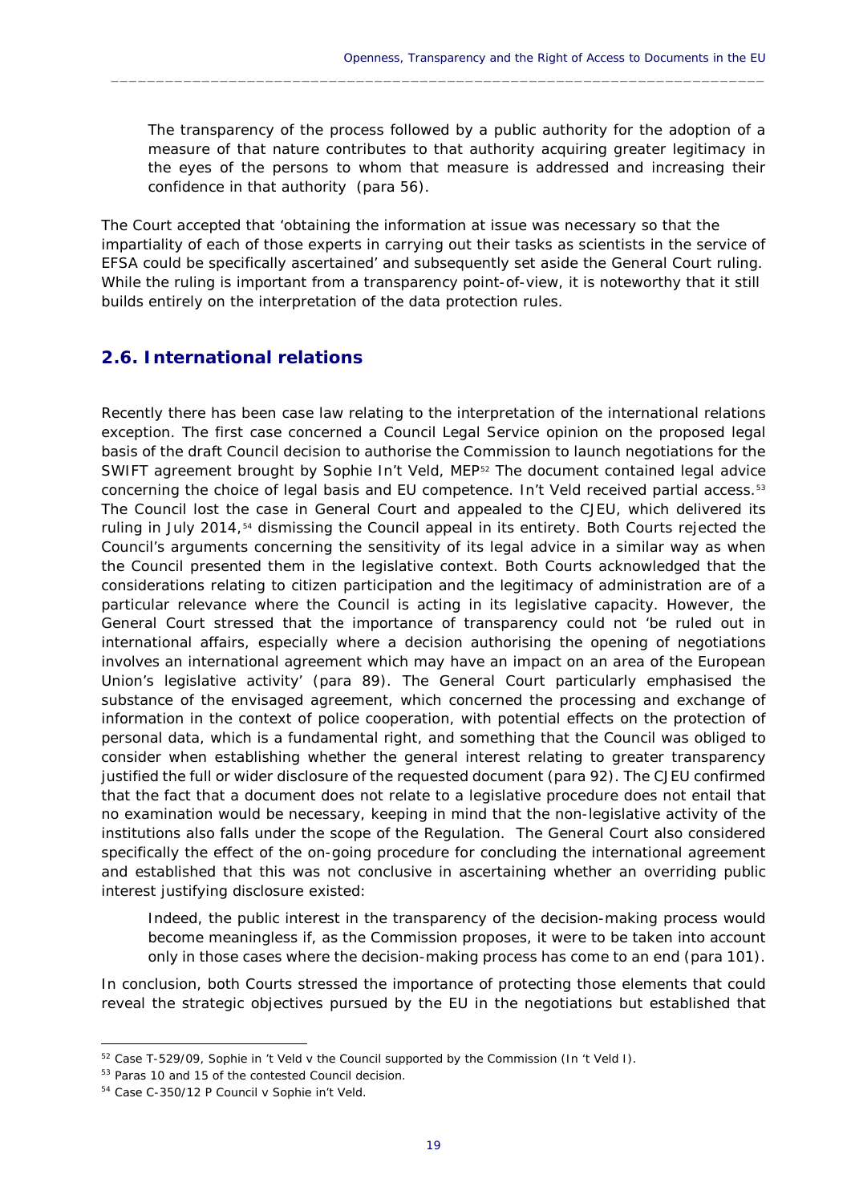> The transparency of the process followed by a public authority for the adoption of a measure of that nature contributes to that authority acquiring greater legitimacy in the eyes of the persons to whom that measure is addressed and increasing their confidence in that authority (para 56).

The Court accepted that 'obtaining the information at issue was necessary so that the impartiality of each of those experts in carrying out their tasks as scientists in the service of EFSA could be specifically ascertained' and subsequently set aside the General Court ruling. While the ruling is important from a transparency point-of-view, it is noteworthy that it still builds entirely on the interpretation of the data protection rules.

## 2.6. International relations

Recently there has been case law relating to the interpretation of the international relations exception. The first case concerned a Council Legal Service opinion on the proposed legal basis of the draft Council decision to authorise the Commission to launch negotiations for the SWIFT agreement brought by Sophie In't Veld, MEP[52] The document contained legal advice concerning the choice of legal basis and EU competence. In't Veld received partial access.[53] The Council lost the case in General Court and appealed to the CJEU, which delivered its ruling in July 2014,[54] dismissing the Council appeal in its entirety. Both Courts rejected the Council's arguments concerning the sensitivity of its legal advice in a similar way as when the Council presented them in the legislative context. Both Courts acknowledged that the considerations relating to citizen participation and the legitimacy of administration are of a particular relevance where the Council is acting in its legislative capacity. However, the General Court stressed that the importance of transparency could not 'be ruled out in international affairs, especially where a decision authorising the opening of negotiations involves an international agreement which may have an impact on an area of the European Union's legislative activity' (para 89). The General Court particularly emphasised the substance of the envisaged agreement, which concerned the processing and exchange of information in the context of police cooperation, with potential effects on the protection of personal data, which is a fundamental right, and something that the Council was obliged to consider when establishing whether the general interest relating to greater transparency justified the full or wider disclosure of the requested document (para 92). The CJEU confirmed that the fact that a document does not relate to a legislative procedure does not entail that no examination would be necessary, keeping in mind that the non-legislative activity of the institutions also falls under the scope of the Regulation. The General Court also considered specifically the effect of the on-going procedure for concluding the international agreement and established that this was not conclusive in ascertaining whether an overriding public interest justifying disclosure existed:

> Indeed, the public interest in the transparency of the decision-making process would become meaningless if, as the Commission proposes, it were to be taken into account only in those cases where the decision-making process has come to an end (para 101).

In conclusion, both Courts stressed the importance of protecting those elements that could reveal the strategic objectives pursued by the EU in the negotiations but established that

---

[52] Case T-529/09, Sophie in 't Veld v the Council supported by the Commission (In 't Veld I).

[53] Paras 10 and 15 of the contested Council decision.

[54] Case C-350/12 P Council v Sophie in't Veld.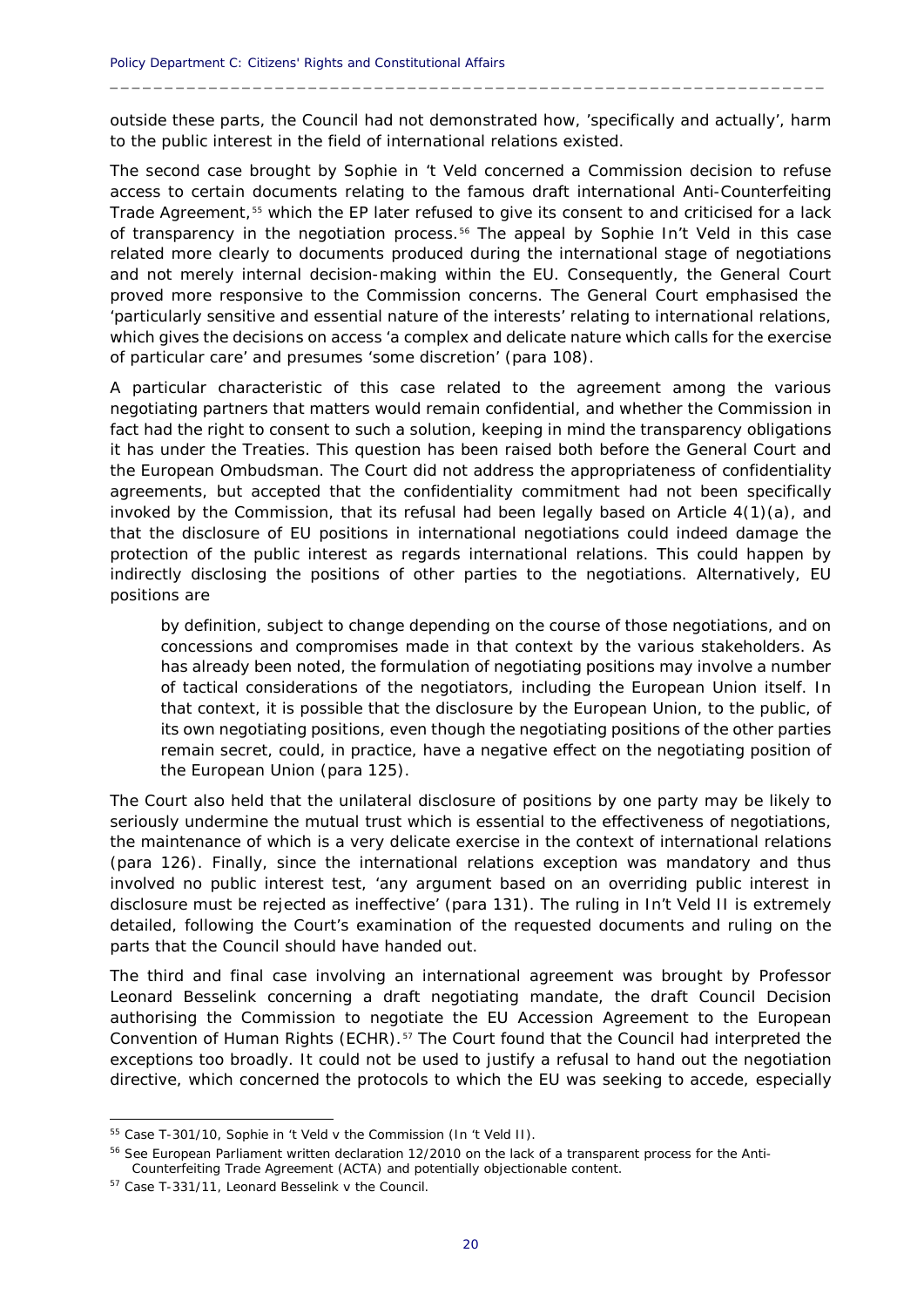outside these parts, the Council had not demonstrated how, 'specifically and actually', harm to the public interest in the field of international relations existed.

The second case brought by Sophie in 't Veld concerned a Commission decision to refuse access to certain documents relating to the famous draft international Anti-Counterfeiting Trade Agreement,[55] which the EP later refused to give its consent to and criticised for a lack of transparency in the negotiation process.[56] The appeal by Sophie In't Veld in this case related more clearly to documents produced during the international stage of negotiations and not merely internal decision-making within the EU. Consequently, the General Court proved more responsive to the Commission concerns. The General Court emphasised the 'particularly sensitive and essential nature of the interests' relating to international relations, which gives the decisions on access 'a complex and delicate nature which calls for the exercise of particular care' and presumes 'some discretion' (para 108).

A particular characteristic of this case related to the agreement among the various negotiating partners that matters would remain confidential, and whether the Commission in fact had the right to consent to such a solution, keeping in mind the transparency obligations it has under the Treaties. This question has been raised both before the General Court and the European Ombudsman. The Court did not address the appropriateness of confidentiality agreements, but accepted that the confidentiality commitment had not been specifically invoked by the Commission, that its refusal had been legally based on Article 4(1)(a), and that the disclosure of EU positions in international negotiations could indeed damage the protection of the public interest as regards international relations. This could happen by indirectly disclosing the positions of other parties to the negotiations. Alternatively, EU positions are

> by definition, subject to change depending on the course of those negotiations, and on concessions and compromises made in that context by the various stakeholders. As has already been noted, the formulation of negotiating positions may involve a number of tactical considerations of the negotiators, including the European Union itself. In that context, it is possible that the disclosure by the European Union, to the public, of its own negotiating positions, even though the negotiating positions of the other parties remain secret, could, in practice, have a negative effect on the negotiating position of the European Union (para 125).

The Court also held that the unilateral disclosure of positions by one party may be likely to seriously undermine the mutual trust which is essential to the effectiveness of negotiations, the maintenance of which is a very delicate exercise in the context of international relations (para 126). Finally, since the international relations exception was mandatory and thus involved no public interest test, 'any argument based on an overriding public interest in disclosure must be rejected as ineffective' (para 131). The ruling in In't Veld II is extremely detailed, following the Court's examination of the requested documents and ruling on the parts that the Council should have handed out.

The third and final case involving an international agreement was brought by Professor Leonard Besselink concerning a draft negotiating mandate, the draft Council Decision authorising the Commission to negotiate the EU Accession Agreement to the European Convention of Human Rights (ECHR).[57] The Court found that the Council had interpreted the exceptions too broadly. It could not be used to justify a refusal to hand out the negotiation directive, which concerned the protocols to which the EU was seeking to accede, especially

---

[55] Case T-301/10, *Sophie in 't Veld v the Commission (In 't Veld II)*.

[56] See European Parliament written declaration 12/2010 on the lack of a transparent process for the Anti-Counterfeiting Trade Agreement (ACTA) and potentially objectionable content.

[57] Case T-331/11, *Leonard Besselink v the Council*.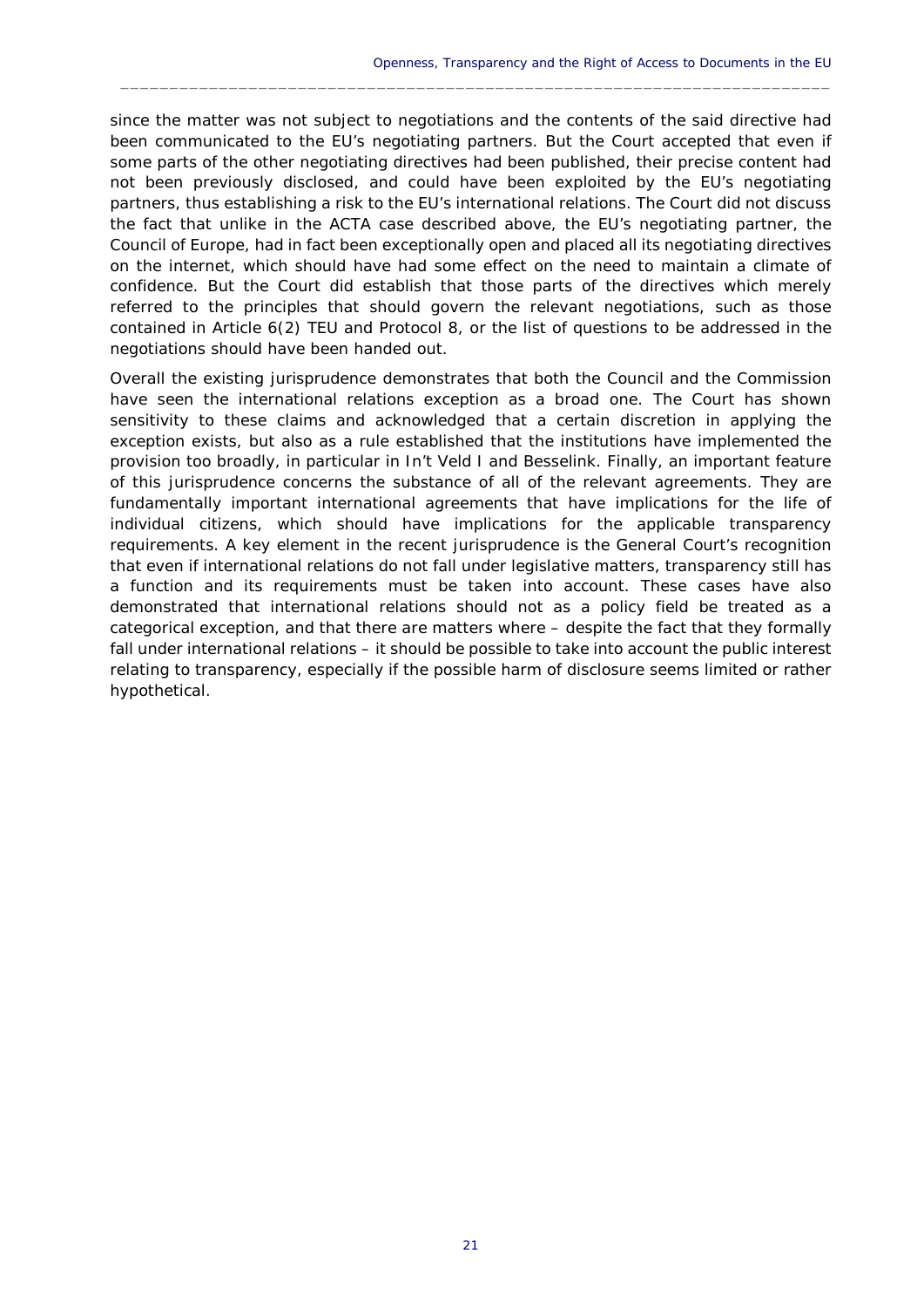since the matter was not subject to negotiations and the contents of the said directive had been communicated to the EU's negotiating partners. But the Court accepted that even if some parts of the other negotiating directives had been published, their precise content had not been previously disclosed, and could have been exploited by the EU's negotiating partners, thus establishing a risk to the EU's international relations. The Court did not discuss the fact that unlike in the ACTA case described above, the EU's negotiating partner, the Council of Europe, had in fact been exceptionally open and placed all its negotiating directives on the internet, which should have had some effect on the need to maintain a climate of confidence. But the Court did establish that those parts of the directives which merely referred to the principles that should govern the relevant negotiations, such as those contained in Article 6(2) TEU and Protocol 8, or the list of questions to be addressed in the negotiations should have been handed out.

Overall the existing jurisprudence demonstrates that both the Council and the Commission have seen the international relations exception as a broad one. The Court has shown sensitivity to these claims and acknowledged that a certain discretion in applying the exception exists, but also as a rule established that the institutions have implemented the provision too broadly, in particular in *In't Veld I* and *Besselink*. Finally, an important feature of this jurisprudence concerns the substance of all of the relevant agreements. They are fundamentally important international agreements that have implications for the life of individual citizens, which should have implications for the applicable transparency requirements. A key element in the recent jurisprudence is the General Court's recognition that even if international relations do not fall under legislative matters, transparency still has a function and its requirements must be taken into account. These cases have also demonstrated that international relations should not as a policy field be treated as a categorical exception, and that there are matters where – despite the fact that they formally fall under international relations – it should be possible to take into account the public interest relating to transparency, especially if the possible harm of disclosure seems limited or rather hypothetical.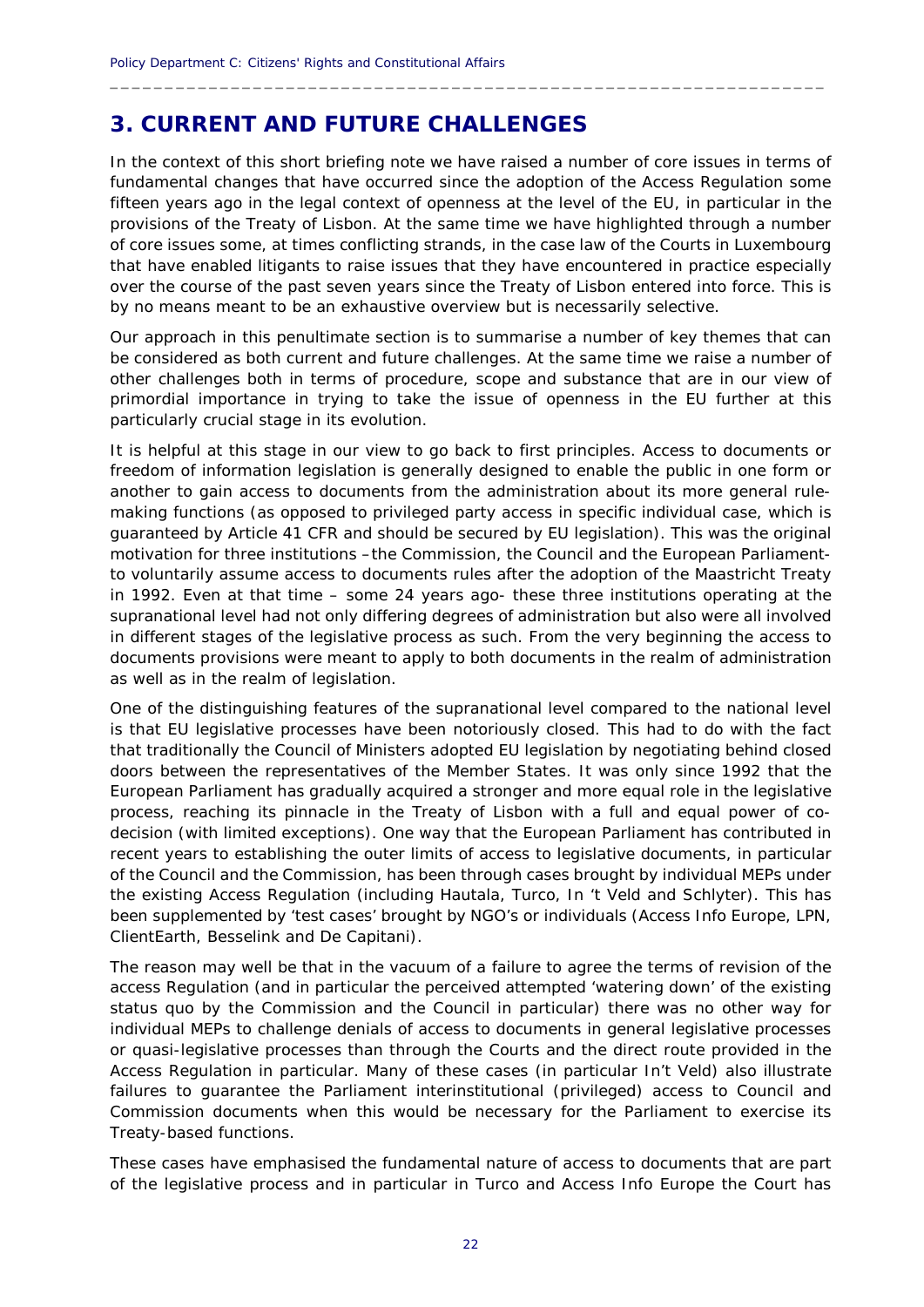# 3. CURRENT AND FUTURE CHALLENGES

In the context of this short briefing note we have raised a number of core issues in terms of fundamental changes that have occurred since the adoption of the Access Regulation some fifteen years ago in the legal context of openness at the level of the EU, in particular in the provisions of the Treaty of Lisbon. At the same time we have highlighted through a number of core issues some, at times conflicting strands, in the case law of the Courts in Luxembourg that have enabled litigants to raise issues that they have encountered in practice especially over the course of the past seven years since the Treaty of Lisbon entered into force. This is by no means meant to be an exhaustive overview but is necessarily selective.

Our approach in this penultimate section is to summarise a number of key themes that can be considered as both current and future challenges. At the same time we raise a number of other challenges both in terms of procedure, scope and substance that are in our view of primordial importance in trying to take the issue of openness in the EU further at this particularly crucial stage in its evolution.

It is helpful at this stage in our view to go back to first principles. Access to documents or freedom of information legislation is generally designed to enable the public in one form or another to gain access to documents from the administration about its more general rule-making functions (as opposed to privileged party access in specific individual case, which is guaranteed by Article 41 CFR and should be secured by EU legislation). This was the original motivation for three institutions –the Commission, the Council and the European Parliament- to voluntarily assume access to documents rules after the adoption of the Maastricht Treaty in 1992. Even at that time – some 24 years ago- these three institutions operating at the supranational level had not only differing degrees of administration but also were all involved in different stages of the legislative process as such. From the very beginning the access to documents provisions were meant to apply to both documents in the realm of administration as well as in the realm of legislation.

One of the distinguishing features of the supranational level compared to the national level is that EU legislative processes have been notoriously closed. This had to do with the fact that traditionally the Council of Ministers adopted EU legislation by negotiating behind closed doors between the representatives of the Member States. It was only since 1992 that the European Parliament has gradually acquired a stronger and more equal role in the legislative process, reaching its pinnacle in the Treaty of Lisbon with a full and equal power of co-decision (with limited exceptions). One way that the European Parliament has contributed in recent years to establishing the outer limits of access to legislative documents, in particular of the Council and the Commission, has been through cases brought by individual MEPs under the existing Access Regulation (including Hautala, Turco, In 't Veld and Schlyter). This has been supplemented by 'test cases' brought by NGO's or individuals (Access Info Europe, LPN, ClientEarth, Besselink and De Capitani).

The reason may well be that in the vacuum of a failure to agree the terms of revision of the access Regulation (and in particular the perceived attempted 'watering down' of the existing status quo by the Commission and the Council in particular) there was no other way for individual MEPs to challenge denials of access to documents in general legislative processes or quasi-legislative processes than through the Courts and the direct route provided in the Access Regulation in particular. Many of these cases (in particular In't Veld) also illustrate failures to guarantee the Parliament interinstitutional (privileged) access to Council and Commission documents when this would be necessary for the Parliament to exercise its Treaty-based functions.

These cases have emphasised the fundamental nature of access to documents that are part of the legislative process and in particular in Turco and Access Info Europe the Court has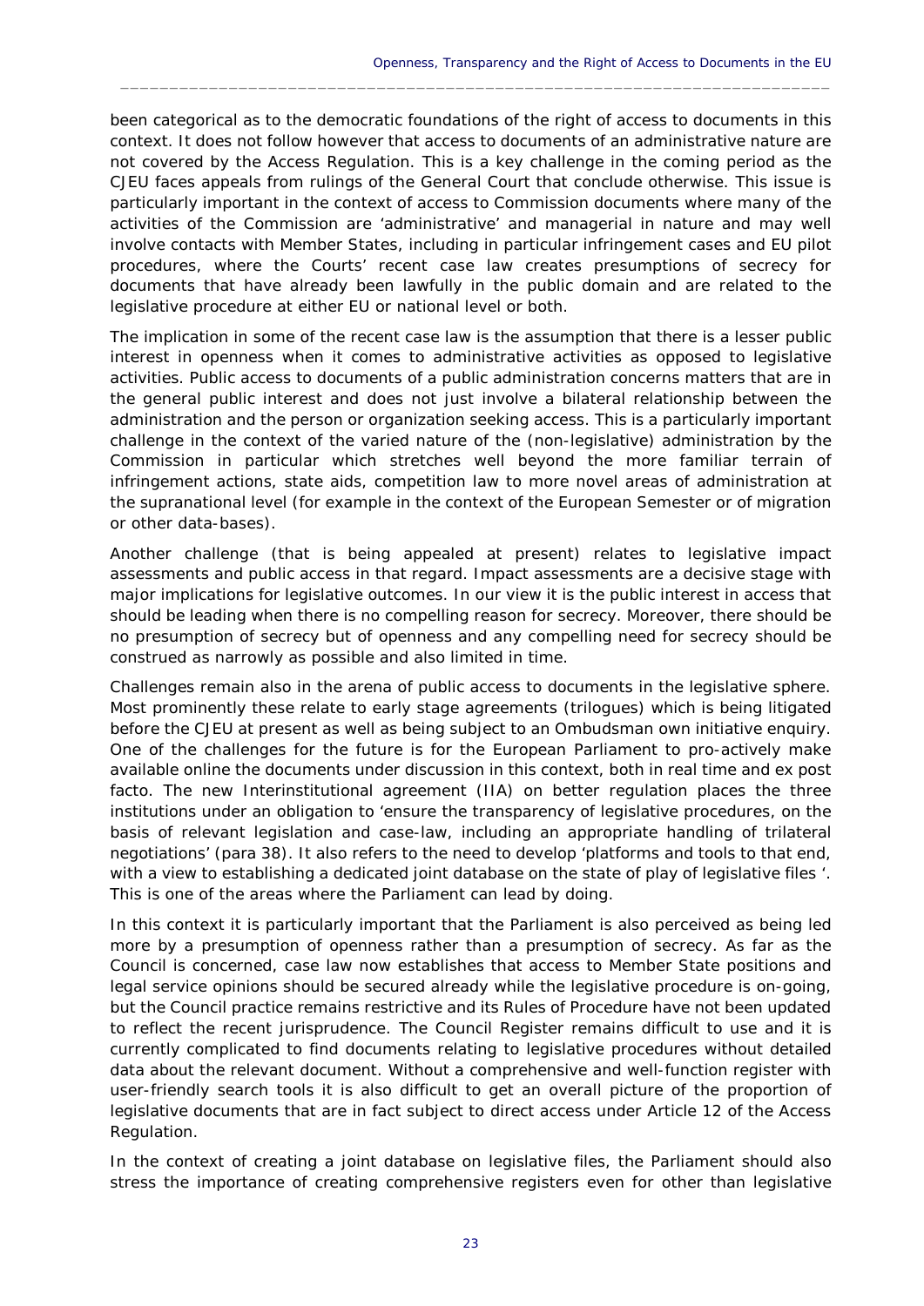been categorical as to the democratic foundations of the right of access to documents in this context. It does not follow however that access to documents of an administrative nature are not covered by the Access Regulation. This is a key challenge in the coming period as the CJEU faces appeals from rulings of the General Court that conclude otherwise. This issue is particularly important in the context of access to Commission documents where many of the activities of the Commission are 'administrative' and managerial in nature and may well involve contacts with Member States, including in particular infringement cases and EU pilot procedures, where the Courts' recent case law creates presumptions of secrecy for documents that have already been lawfully in the public domain and are related to the legislative procedure at either EU or national level or both.

The implication in some of the recent case law is the assumption that there is a lesser public interest in openness when it comes to administrative activities as opposed to legislative activities. Public access to documents of a public administration concerns matters that are in the general public interest and does not just involve a bilateral relationship between the administration and the person or organization seeking access. This is a particularly important challenge in the context of the varied nature of the (non-legislative) administration by the Commission in particular which stretches well beyond the more familiar terrain of infringement actions, state aids, competition law to more novel areas of administration at the supranational level (for example in the context of the European Semester or of migration or other data-bases).

Another challenge (that is being appealed at present) relates to legislative impact assessments and public access in that regard. Impact assessments are a decisive stage with major implications for legislative outcomes. In our view it is the public interest in access that should be leading when there is no compelling reason for secrecy. Moreover, there should be no presumption of secrecy but of openness and any compelling need for secrecy should be construed as narrowly as possible and also limited in time.

Challenges remain also in the arena of public access to documents in the legislative sphere. Most prominently these relate to early stage agreements (trilogues) which is being litigated before the CJEU at present as well as being subject to an Ombudsman own initiative enquiry. One of the challenges for the future is for the European Parliament to pro-actively make available online the documents under discussion in this context, both in real time and ex post facto. The new Interinstitutional agreement (IIA) on better regulation places the three institutions under an obligation to 'ensure the transparency of legislative procedures, on the basis of relevant legislation and case-law, including an appropriate handling of trilateral negotiations' (para 38). It also refers to the need to develop 'platforms and tools to that end, with a view to establishing a dedicated joint database on the state of play of legislative files '. This is one of the areas where the Parliament can lead by doing.

In this context it is particularly important that the Parliament is also perceived as being led more by a presumption of openness rather than a presumption of secrecy. As far as the Council is concerned, case law now establishes that access to Member State positions and legal service opinions should be secured already while the legislative procedure is on-going, but the Council practice remains restrictive and its Rules of Procedure have not been updated to reflect the recent jurisprudence. The Council Register remains difficult to use and it is currently complicated to find documents relating to legislative procedures without detailed data about the relevant document. Without a comprehensive and well-function register with user-friendly search tools it is also difficult to get an overall picture of the proportion of legislative documents that are in fact subject to direct access under Article 12 of the Access Regulation.

In the context of creating a joint database on legislative files, the Parliament should also stress the importance of creating comprehensive registers even for other than legislative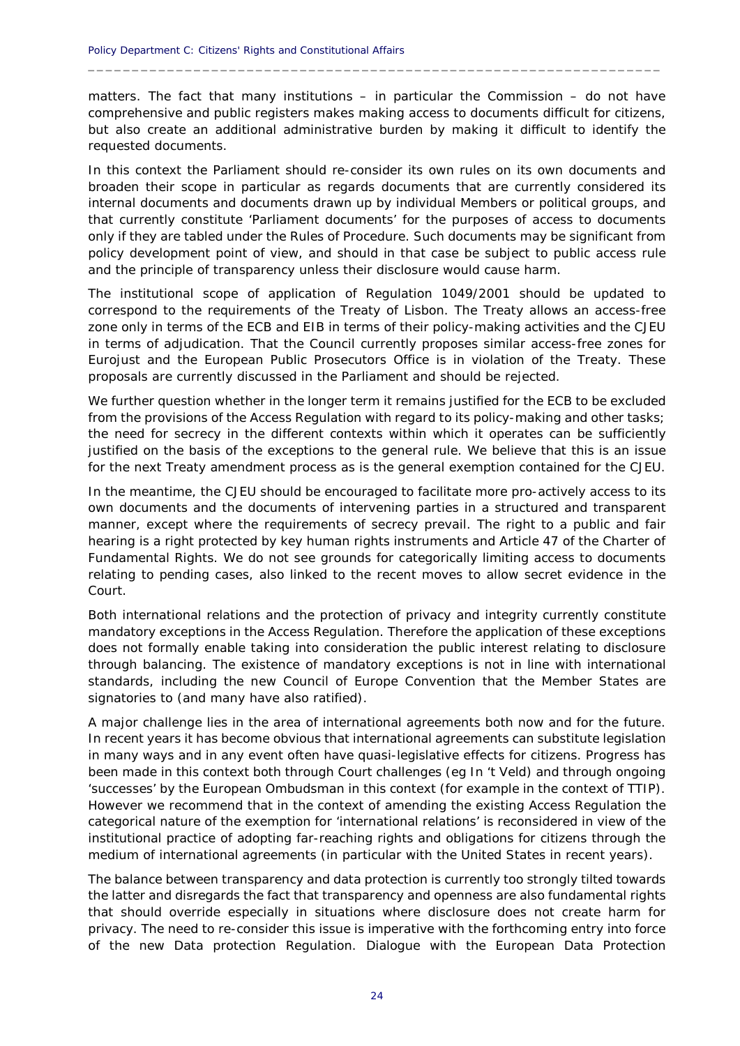matters. The fact that many institutions – in particular the Commission – do not have comprehensive and public registers makes making access to documents difficult for citizens, but also create an additional administrative burden by making it difficult to identify the requested documents.

In this context the Parliament should re-consider its own rules on its own documents and broaden their scope in particular as regards documents that are currently considered its internal documents and documents drawn up by individual Members or political groups, and that currently constitute 'Parliament documents' for the purposes of access to documents only if they are tabled under the Rules of Procedure. Such documents may be significant from policy development point of view, and should in that case be subject to public access rule and the principle of transparency unless their disclosure would cause harm.

The institutional scope of application of Regulation 1049/2001 should be updated to correspond to the requirements of the Treaty of Lisbon. The Treaty allows an access-free zone only in terms of the ECB and EIB in terms of their policy-making activities and the CJEU in terms of adjudication. That the Council currently proposes similar access-free zones for Eurojust and the European Public Prosecutors Office is in violation of the Treaty. These proposals are currently discussed in the Parliament and should be rejected.

We further question whether in the longer term it remains justified for the ECB to be excluded from the provisions of the Access Regulation with regard to its policy-making and other tasks; the need for secrecy in the different contexts within which it operates can be sufficiently justified on the basis of the exceptions to the general rule. We believe that this is an issue for the next Treaty amendment process as is the general exemption contained for the CJEU.

In the meantime, the CJEU should be encouraged to facilitate more pro-actively access to its own documents and the documents of intervening parties in a structured and transparent manner, except where the requirements of secrecy prevail. The right to a public and fair hearing is a right protected by key human rights instruments and Article 47 of the Charter of Fundamental Rights. We do not see grounds for categorically limiting access to documents relating to pending cases, also linked to the recent moves to allow secret evidence in the Court.

Both international relations and the protection of privacy and integrity currently constitute mandatory exceptions in the Access Regulation. Therefore the application of these exceptions does not formally enable taking into consideration the public interest relating to disclosure through balancing. The existence of mandatory exceptions is not in line with international standards, including the new Council of Europe Convention that the Member States are signatories to (and many have also ratified).

A major challenge lies in the area of international agreements both now and for the future. In recent years it has become obvious that international agreements can substitute legislation in many ways and in any event often have quasi-legislative effects for citizens. Progress has been made in this context both through Court challenges (eg *In 't Veld*) and through ongoing 'successes' by the European Ombudsman in this context (for example in the context of TTIP). However we recommend that in the context of amending the existing Access Regulation the categorical nature of the exemption for 'international relations' is reconsidered in view of the institutional practice of adopting far-reaching rights and obligations for citizens through the medium of international agreements (in particular with the United States in recent years).

The balance between transparency and data protection is currently too strongly tilted towards the latter and disregards the fact that transparency and openness are also fundamental rights that should override especially in situations where disclosure does not create harm for privacy. The need to re-consider this issue is imperative with the forthcoming entry into force of the new Data protection Regulation. Dialogue with the European Data Protection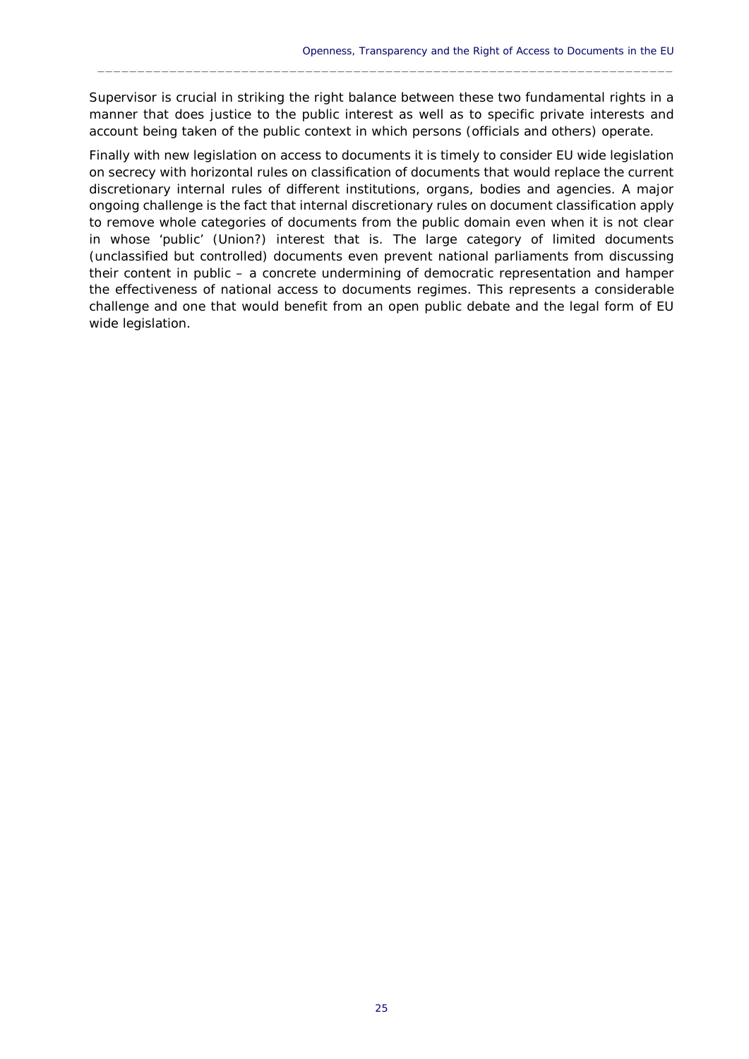Supervisor is crucial in striking the right balance between these two fundamental rights in a manner that does justice to the public interest as well as to specific private interests and account being taken of the public context in which persons (officials and others) operate.

Finally with new legislation on access to documents it is timely to consider EU wide legislation on secrecy with horizontal rules on classification of documents that would replace the current discretionary internal rules of different institutions, organs, bodies and agencies. A major ongoing challenge is the fact that internal discretionary rules on document classification apply to remove whole categories of documents from the public domain even when it is not clear in whose 'public' (Union?) interest that is. The large category of limited documents (unclassified but controlled) documents even prevent national parliaments from discussing their content in public – a concrete undermining of democratic representation and hamper the effectiveness of national access to documents regimes. This represents a considerable challenge and one that would benefit from an open public debate and the legal form of EU wide legislation.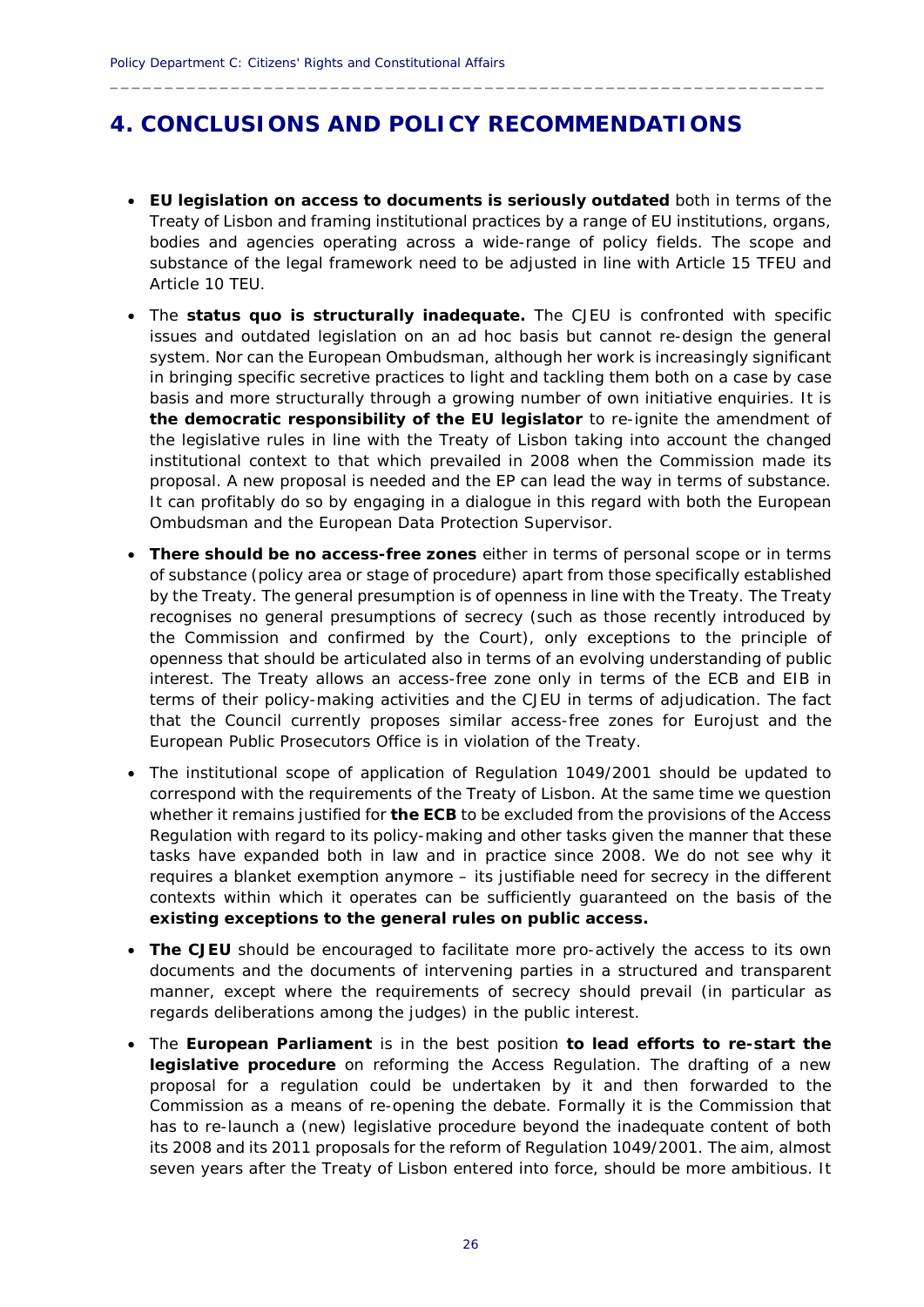# 4. CONCLUSIONS AND POLICY RECOMMENDATIONS

- **EU legislation on access to documents is seriously outdated** both in terms of the Treaty of Lisbon and framing institutional practices by a range of EU institutions, organs, bodies and agencies operating across a wide-range of policy fields. The scope and substance of the legal framework need to be adjusted in line with Article 15 TFEU and Article 10 TEU.
- The **status quo is structurally inadequate.** The CJEU is confronted with specific issues and outdated legislation on an ad hoc basis but cannot re-design the general system. Nor can the European Ombudsman, although her work is increasingly significant in bringing specific secretive practices to light and tackling them both on a case by case basis and more structurally through a growing number of own initiative enquiries. It is **the democratic responsibility of the EU legislator** to re-ignite the amendment of the legislative rules in line with the Treaty of Lisbon taking into account the changed institutional context to that which prevailed in 2008 when the Commission made its proposal. A new proposal is needed and the EP can lead the way in terms of substance. It can profitably do so by engaging in a dialogue in this regard with both the European Ombudsman and the European Data Protection Supervisor.
- **There should be no access-free zones** either in terms of personal scope or in terms of substance (policy area or stage of procedure) apart from those specifically established by the Treaty. The general presumption is of openness in line with the Treaty. The Treaty recognises no general presumptions of secrecy (such as those recently introduced by the Commission and confirmed by the Court), only exceptions to the principle of openness that should be articulated also in terms of an evolving understanding of public interest. The Treaty allows an access-free zone only in terms of the ECB and EIB in terms of their policy-making activities and the CJEU in terms of adjudication. The fact that the Council currently proposes similar access-free zones for Eurojust and the European Public Prosecutors Office is in violation of the Treaty.
- The institutional scope of application of Regulation 1049/2001 should be updated to correspond with the requirements of the Treaty of Lisbon. At the same time we question whether it remains justified for **the ECB** to be excluded from the provisions of the Access Regulation with regard to its policy-making and other tasks given the manner that these tasks have expanded both in law and in practice since 2008. We do not see why it requires a blanket exemption anymore – its justifiable need for secrecy in the different contexts within which it operates can be sufficiently guaranteed on the basis of the **existing exceptions to the general rules on public access.**
- **The CJEU** should be encouraged to facilitate more pro-actively the access to its own documents and the documents of intervening parties in a structured and transparent manner, except where the requirements of secrecy should prevail (in particular as regards deliberations among the judges) in the public interest.
- The **European Parliament** is in the best position **to lead efforts to re-start the legislative procedure** on reforming the Access Regulation. The drafting of a new proposal for a regulation could be undertaken by it and then forwarded to the Commission as a means of re-opening the debate. Formally it is the Commission that has to re-launch a (new) legislative procedure beyond the inadequate content of both its 2008 and its 2011 proposals for the reform of Regulation 1049/2001. The aim, almost seven years after the Treaty of Lisbon entered into force, should be more ambitious. It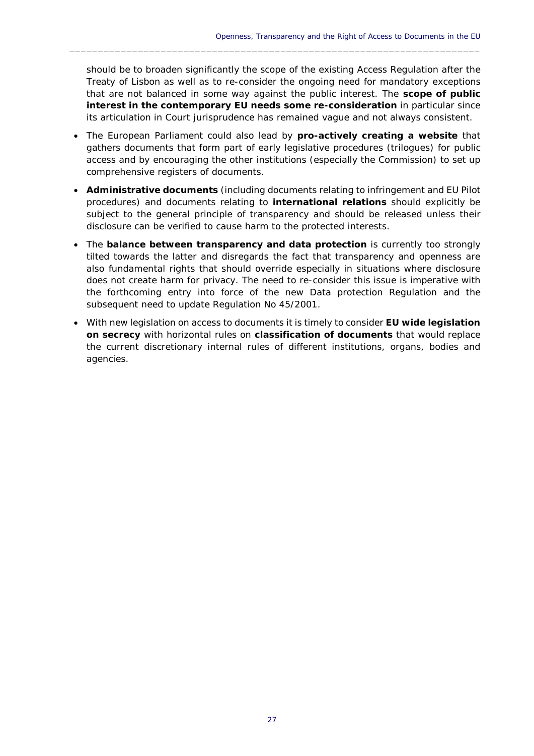should be to broaden significantly the scope of the existing Access Regulation after the Treaty of Lisbon as well as to re-consider the ongoing need for mandatory exceptions that are not balanced in some way against the public interest. The **scope of public interest in the contemporary EU needs some re-consideration** in particular since its articulation in Court jurisprudence has remained vague and not always consistent.

- The European Parliament could also lead by **pro-actively creating a website** that gathers documents that form part of early legislative procedures (trilogues) for public access and by encouraging the other institutions (especially the Commission) to set up comprehensive registers of documents.
- **Administrative documents** (including documents relating to infringement and EU Pilot procedures) and documents relating to **international relations** should explicitly be subject to the general principle of transparency and should be released unless their disclosure can be verified to cause harm to the protected interests.
- The **balance between transparency and data protection** is currently too strongly tilted towards the latter and disregards the fact that transparency and openness are also fundamental rights that should override especially in situations where disclosure does not create harm for privacy. The need to re-consider this issue is imperative with the forthcoming entry into force of the new Data protection Regulation and the subsequent need to update Regulation No 45/2001.
- With new legislation on access to documents it is timely to consider **EU wide legislation on secrecy** with horizontal rules on **classification of documents** that would replace the current discretionary internal rules of different institutions, organs, bodies and agencies.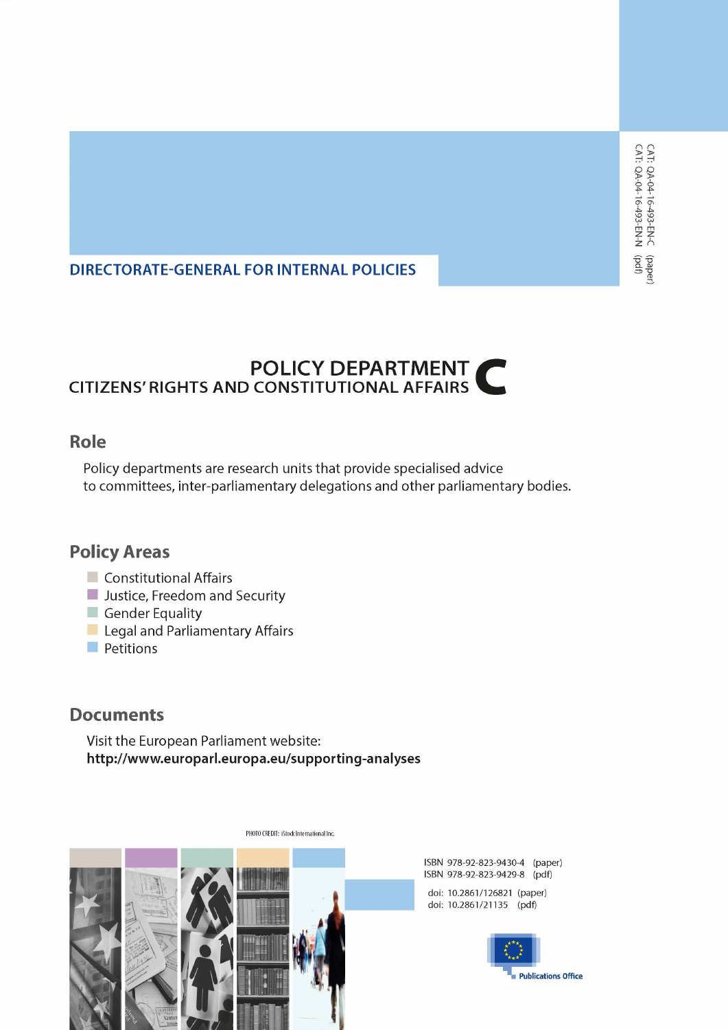CAT: QA-04-16-493-EN-C (paper)
CAT: QA-04-16-493-EN-N (pdf)

DIRECTORATE-GENERAL FOR INTERNAL POLICIES

# POLICY DEPARTMENT C
# CITIZENS' RIGHTS AND CONSTITUTIONAL AFFAIRS

## Role

Policy departments are research units that provide specialised advice to committees, inter-parliamentary delegations and other parliamentary bodies.

## Policy Areas

- Constitutional Affairs
- Justice, Freedom and Security
- Gender Equality
- Legal and Parliamentary Affairs
- Petitions

## Documents

Visit the European Parliament website:
**http://www.europarl.europa.eu/supporting-analyses**

PHOTO CREDIT: iStock International Inc.

ISBN 978-92-823-9430-4 (paper)
ISBN 978-92-823-9429-8 (pdf)

doi: 10.2861/126821 (paper)
doi: 10.2861/21135 (pdf)

Publications Office